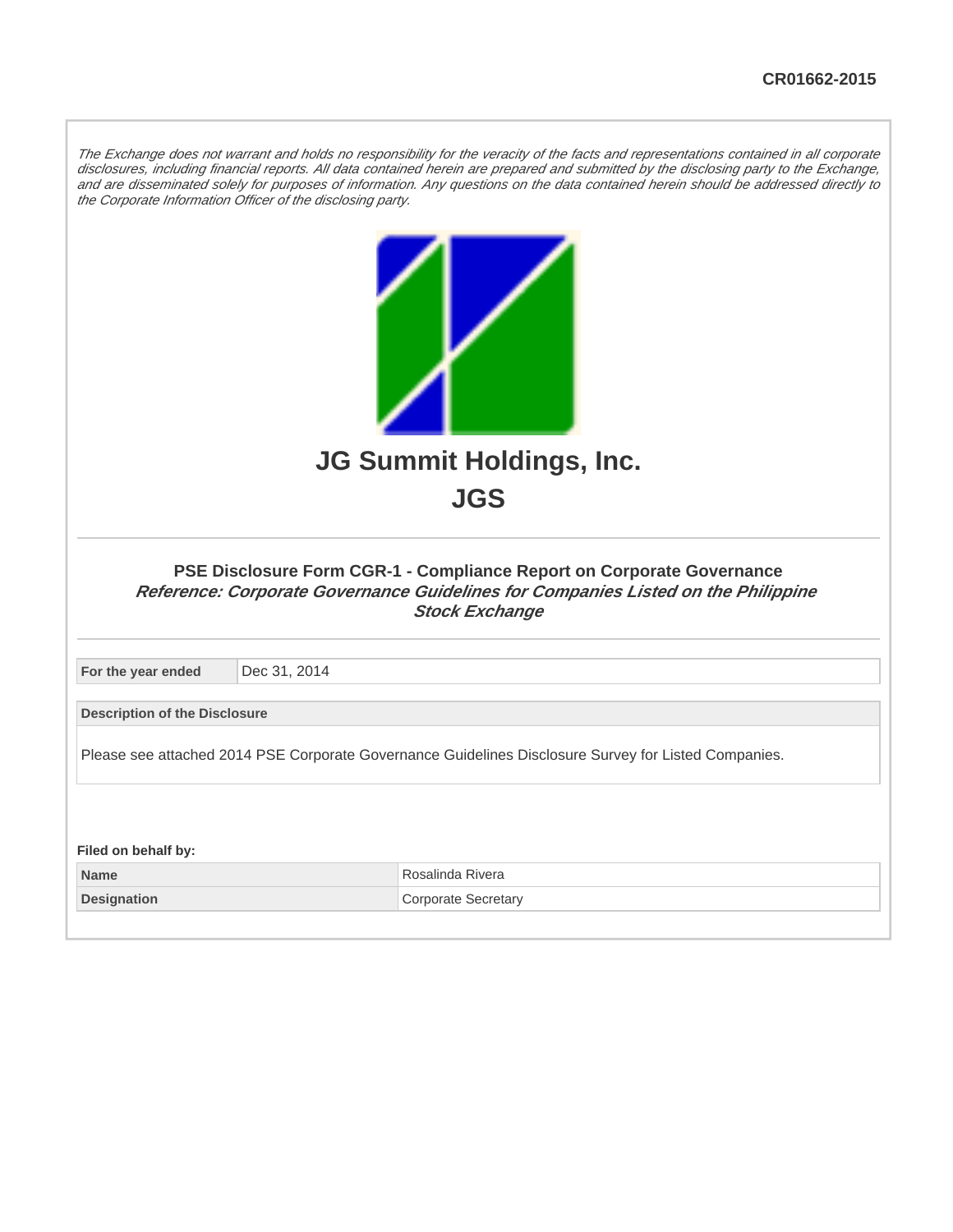CR01662-2015

*The Exchange does not warrant and holds no responsibility for the veracity of the facts and representations contained in all corporate disclosures, including financial reports. All data contained herein are prepared and submitted by the disclosing party to the Exchange, and are disseminated solely for purposes of information. Any questions on the data contained herein should be addressed directly to the Corporate Information Officer of the disclosing party.*

# JG Summit Holdings, Inc.

# JGS

### PSE Disclosure Form CGR-1 - Compliance Report on Corporate Governance

***Reference: Corporate Governance Guidelines for Companies Listed on the Philippine Stock Exchange***

| For the year ended | Dec 31, 2014 |
| --- | --- |

| Description of the Disclosure |
| --- |
| Please see attached 2014 PSE Corporate Governance Guidelines Disclosure Survey for Listed Companies. |

**Filed on behalf by:**

| Name | Rosalinda Rivera |
| --- | --- |
| Designation | Corporate Secretary |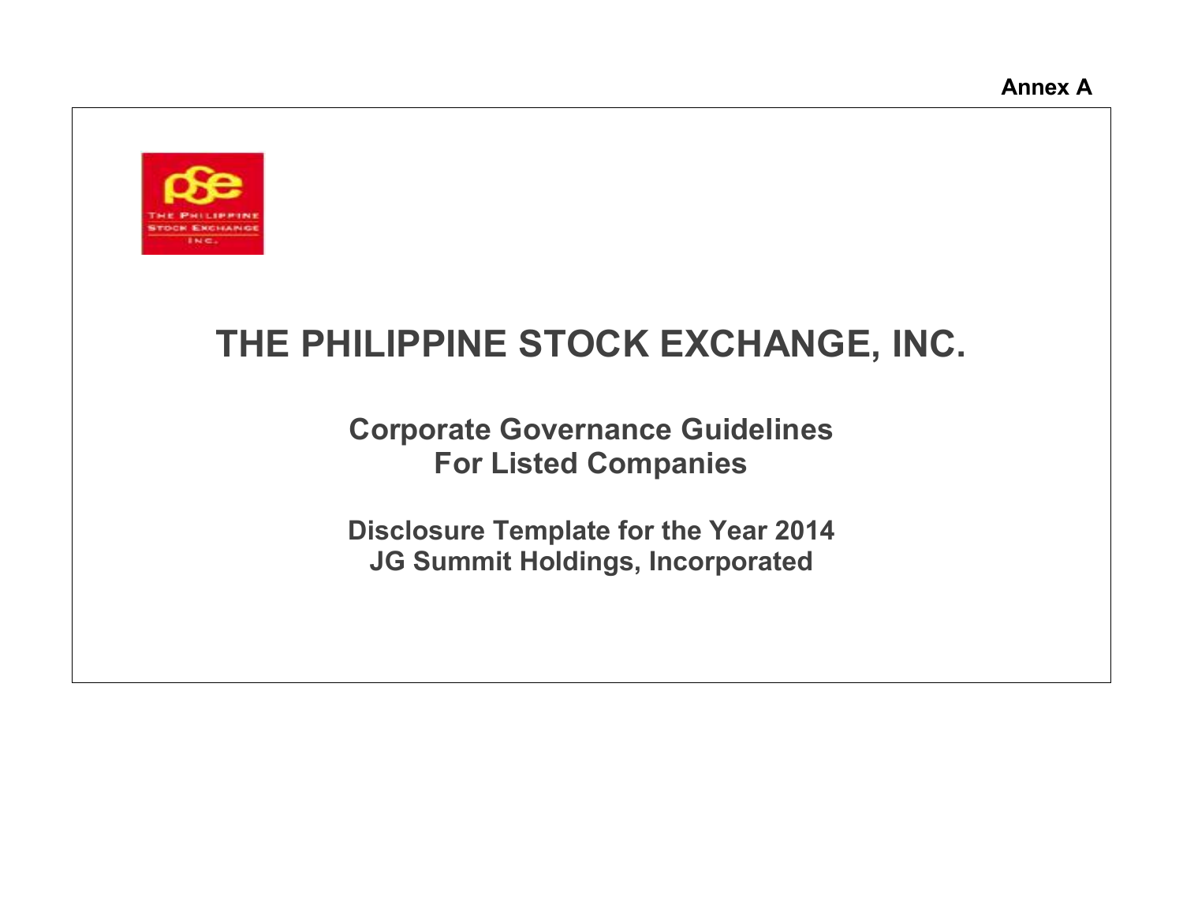Annex A

# THE PHILIPPINE STOCK EXCHANGE, INC.

## Corporate Governance Guidelines For Listed Companies

## Disclosure Template for the Year 2014
## JG Summit Holdings, Incorporated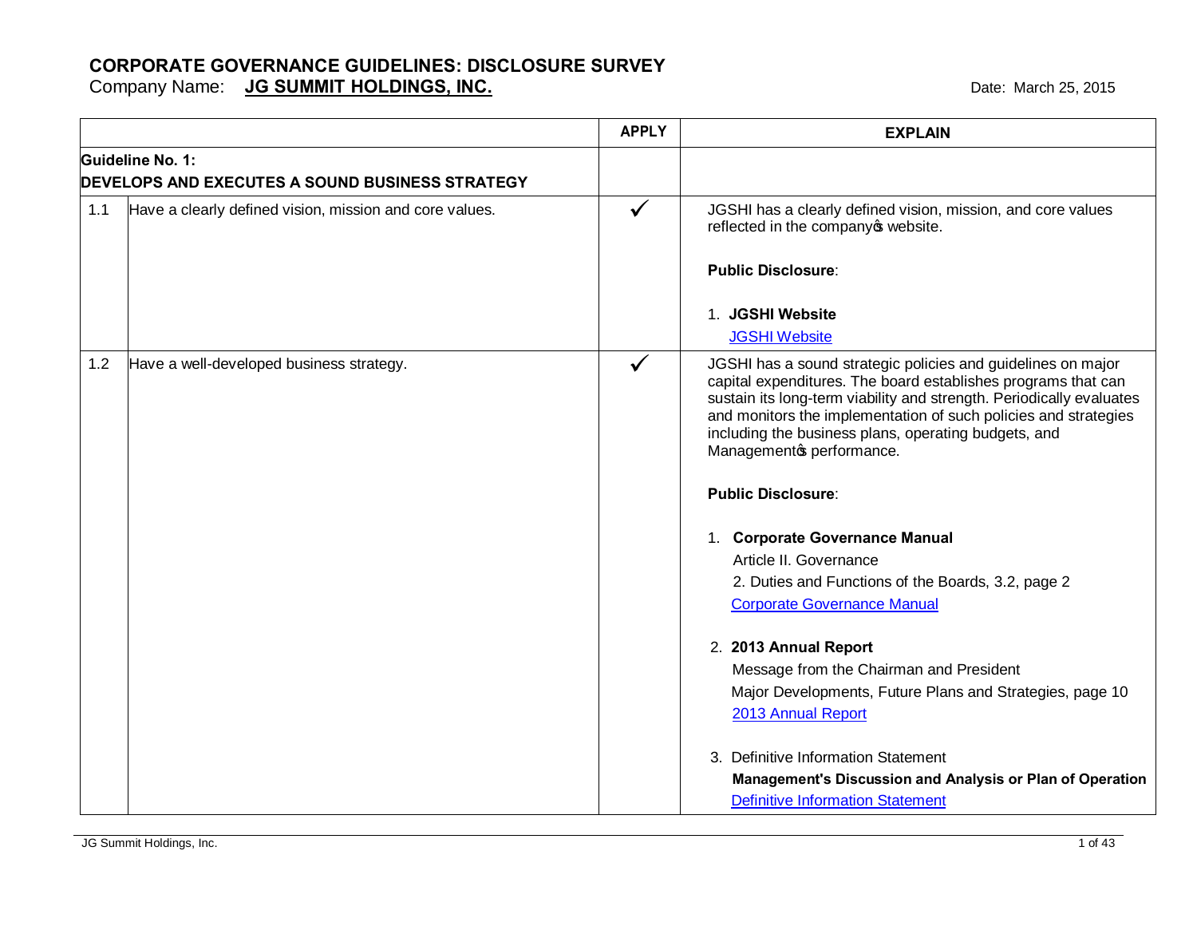# CORPORATE GOVERNANCE GUIDELINES: DISCLOSURE SURVEY

Company Name: **JG SUMMIT HOLDINGS, INC.**

Date: March 25, 2015

| | | APPLY | EXPLAIN |
|---|---|---|---|
| **Guideline No. 1: DEVELOPS AND EXECUTES A SOUND BUSINESS STRATEGY** | | | |
| 1.1 | Have a clearly defined vision, mission and core values. | ✓ | JGSHI has a clearly defined vision, mission, and core values reflected in the company's website.<br><br>**Public Disclosure**:<br><br>1. **JGSHI Website**<br>JGSHI Website |
| 1.2 | Have a well-developed business strategy. | ✓ | JGSHI has a sound strategic policies and guidelines on major capital expenditures. The board establishes programs that can sustain its long-term viability and strength. Periodically evaluates and monitors the implementation of such policies and strategies including the business plans, operating budgets, and Management's performance.<br><br>**Public Disclosure**:<br><br>1. **Corporate Governance Manual**<br>Article II. Governance<br>2. Duties and Functions of the Boards, 3.2, page 2<br>Corporate Governance Manual<br><br>2. **2013 Annual Report**<br>Message from the Chairman and President<br>Major Developments, Future Plans and Strategies, page 10<br>2013 Annual Report<br><br>3. Definitive Information Statement<br>**Management's Discussion and Analysis or Plan of Operation**<br>Definitive Information Statement |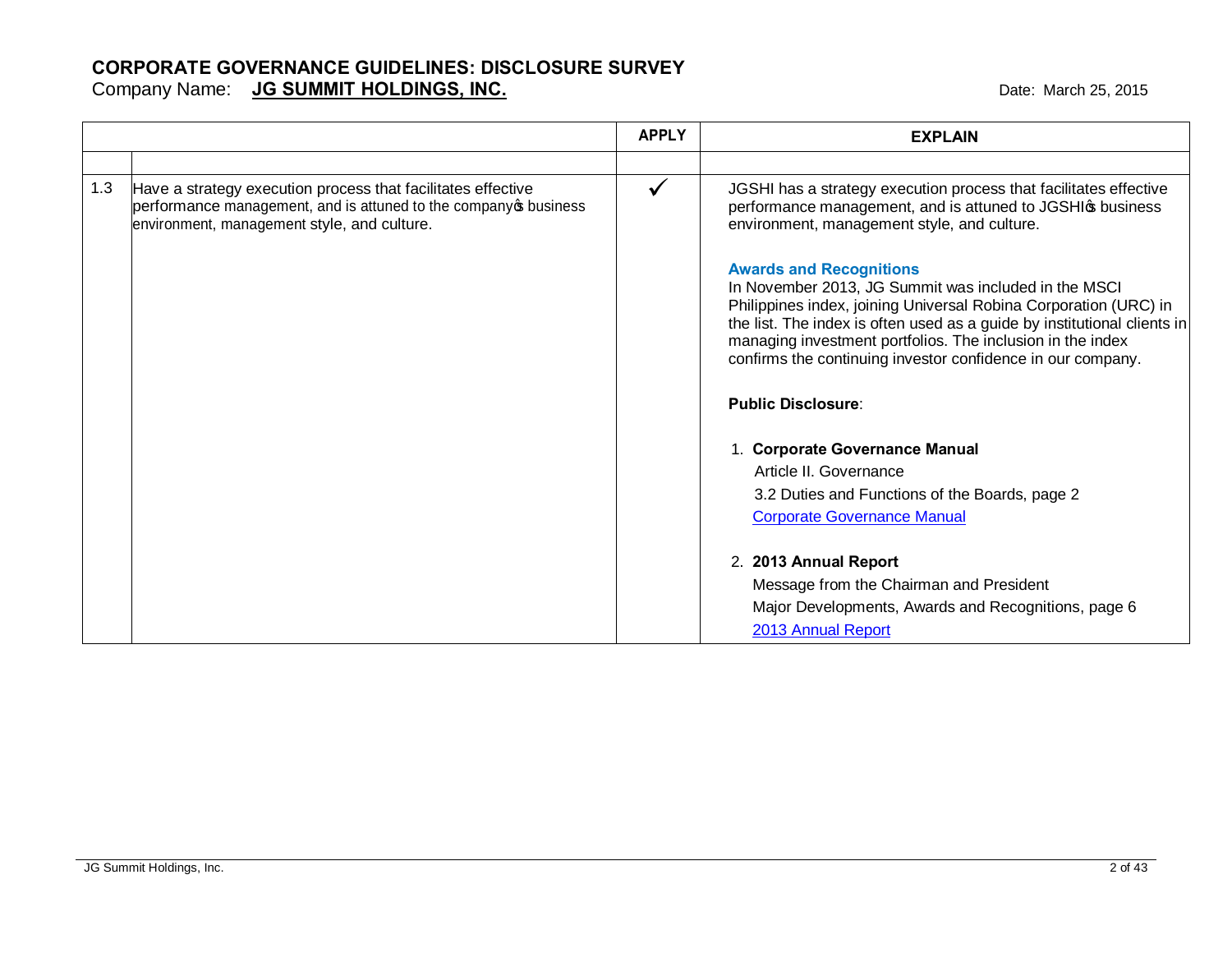# CORPORATE GOVERNANCE GUIDELINES: DISCLOSURE SURVEY

Company Name: **JG SUMMIT HOLDINGS, INC.**

Date: March 25, 2015

| | | APPLY | EXPLAIN |
|---|---|---|---|
| | | | |
| 1.3 | Have a strategy execution process that facilitates effective performance management, and is attuned to the company's business environment, management style, and culture. | ✓ | JGSHI has a strategy execution process that facilitates effective performance management, and is attuned to JGSHI's business environment, management style, and culture.<br><br>**Awards and Recognitions**<br>In November 2013, JG Summit was included in the MSCI Philippines index, joining Universal Robina Corporation (URC) in the list. The index is often used as a guide by institutional clients in managing investment portfolios. The inclusion in the index confirms the continuing investor confidence in our company.<br><br>**Public Disclosure**:<br><br>1. **Corporate Governance Manual**<br>Article II. Governance<br>3.2 Duties and Functions of the Boards, page 2<br>Corporate Governance Manual<br><br>2. **2013 Annual Report**<br>Message from the Chairman and President<br>Major Developments, Awards and Recognitions, page 6<br>2013 Annual Report |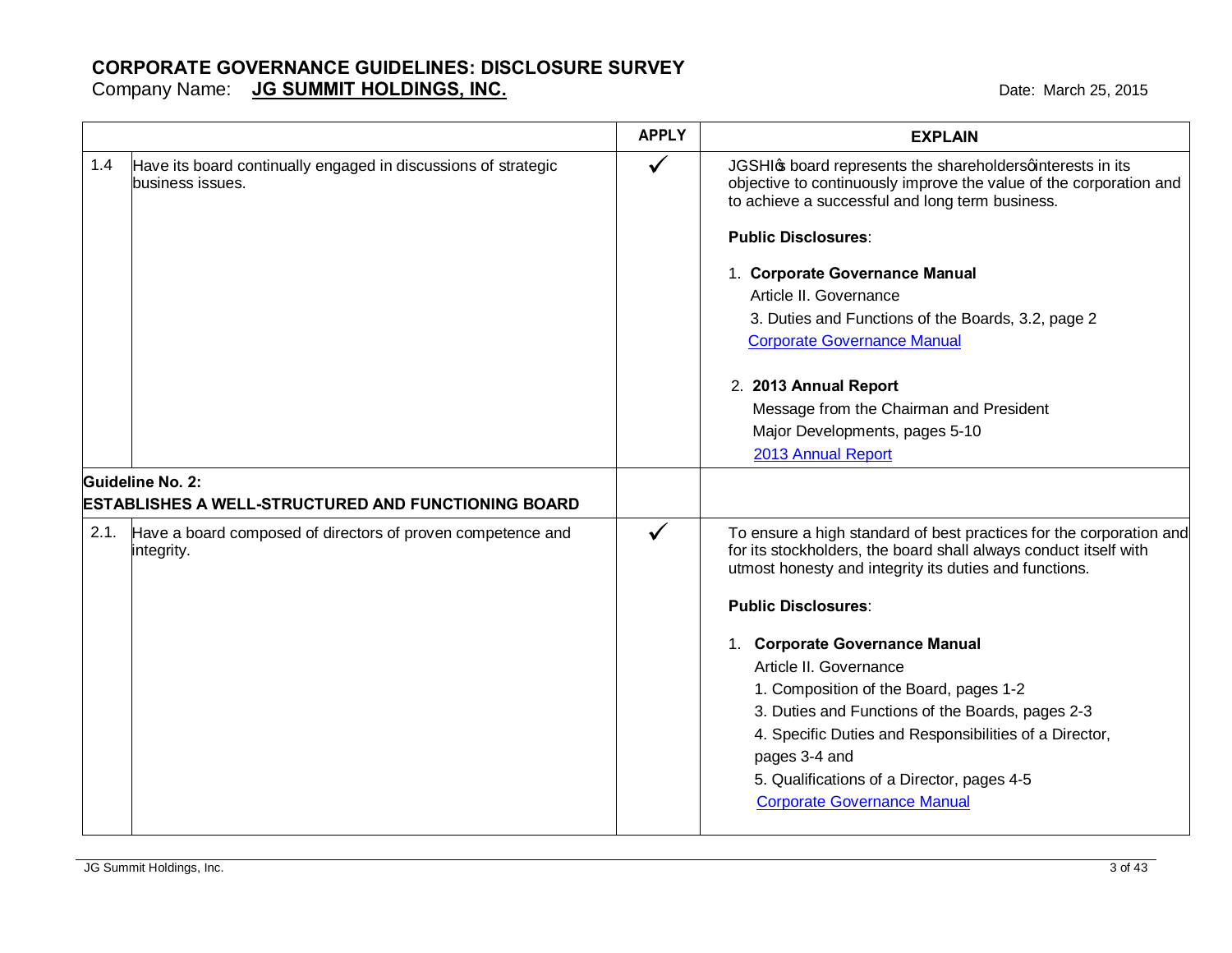# CORPORATE GOVERNANCE GUIDELINES: DISCLOSURE SURVEY

Company Name: **JG SUMMIT HOLDINGS, INC.**

Date: March 25, 2015

| | | APPLY | EXPLAIN |
|---|---|---|---|
| 1.4 | Have its board continually engaged in discussions of strategic business issues. | ✓ | JGSHI's board represents the shareholders' interests in its objective to continuously improve the value of the corporation and to achieve a successful and long term business.<br><br>**Public Disclosures**:<br><br>1. **Corporate Governance Manual**<br>Article II. Governance<br>3. Duties and Functions of the Boards, 3.2, page 2<br>Corporate Governance Manual<br><br>2. **2013 Annual Report**<br>Message from the Chairman and President<br>Major Developments, pages 5-10<br>2013 Annual Report |
| **Guideline No. 2:**<br>**ESTABLISHES A WELL-STRUCTURED AND FUNCTIONING BOARD** | | | |
| 2.1. | Have a board composed of directors of proven competence and integrity. | ✓ | To ensure a high standard of best practices for the corporation and for its stockholders, the board shall always conduct itself with utmost honesty and integrity its duties and functions.<br><br>**Public Disclosures**:<br><br>1. **Corporate Governance Manual**<br>Article II. Governance<br>1. Composition of the Board, pages 1-2<br>3. Duties and Functions of the Boards, pages 2-3<br>4. Specific Duties and Responsibilities of a Director, pages 3-4 and<br>5. Qualifications of a Director, pages 4-5<br>Corporate Governance Manual |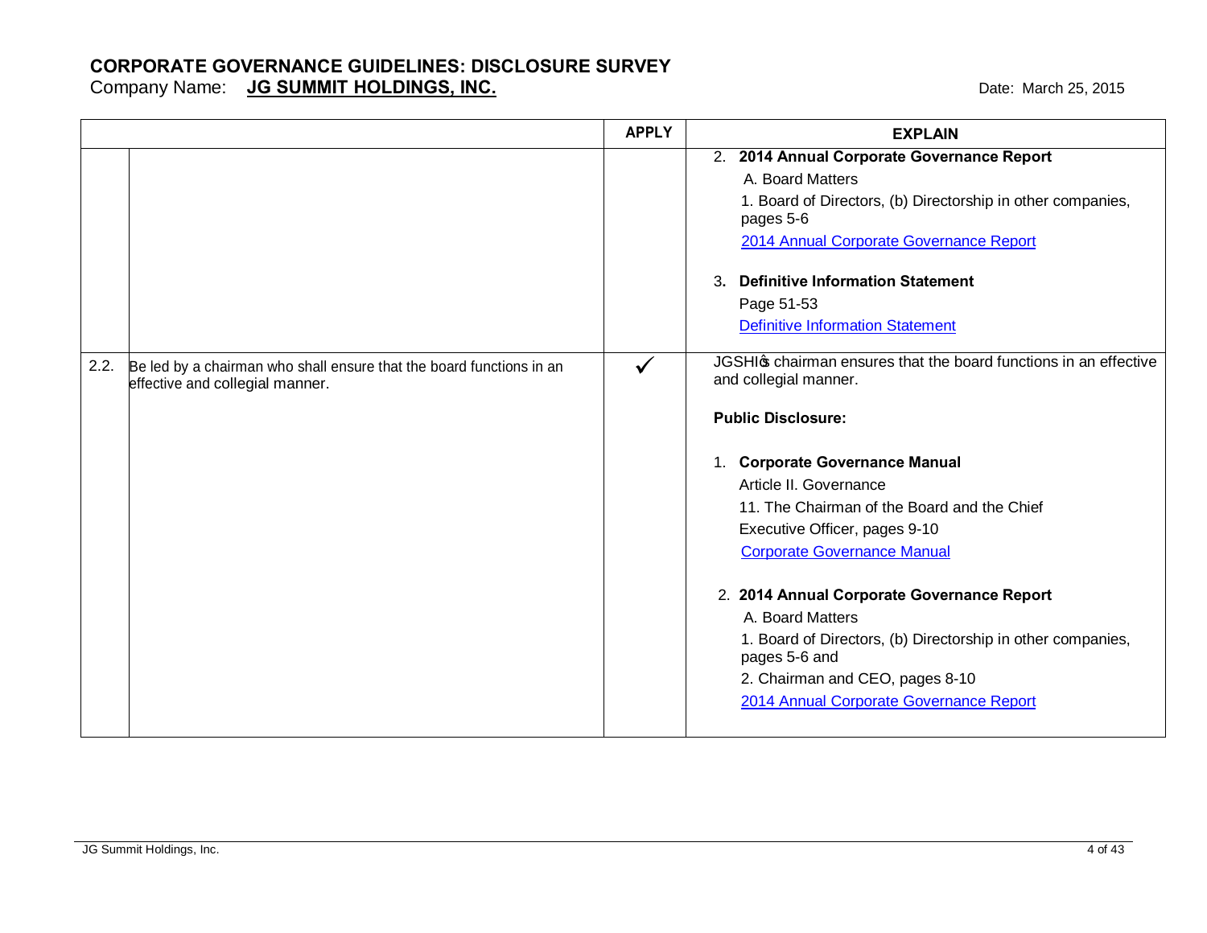# CORPORATE GOVERNANCE GUIDELINES: DISCLOSURE SURVEY

Company Name: **JG SUMMIT HOLDINGS, INC.** Date: March 25, 2015

| | | APPLY | EXPLAIN |
|---|---|---|---|
| | | | 2. **2014 Annual Corporate Governance Report**<br>A. Board Matters<br>1. Board of Directors, (b) Directorship in other companies, pages 5-6<br>2014 Annual Corporate Governance Report<br><br>3. **Definitive Information Statement**<br>Page 51-53<br>Definitive Information Statement |
| 2.2. | Be led by a chairman who shall ensure that the board functions in an effective and collegial manner. | ✓ | JGSHI's chairman ensures that the board functions in an effective and collegial manner.<br><br>**Public Disclosure:**<br><br>1. **Corporate Governance Manual**<br>Article II. Governance<br>11. The Chairman of the Board and the Chief Executive Officer, pages 9-10<br>Corporate Governance Manual<br><br>2. **2014 Annual Corporate Governance Report**<br>A. Board Matters<br>1. Board of Directors, (b) Directorship in other companies, pages 5-6 and<br>2. Chairman and CEO, pages 8-10<br>2014 Annual Corporate Governance Report |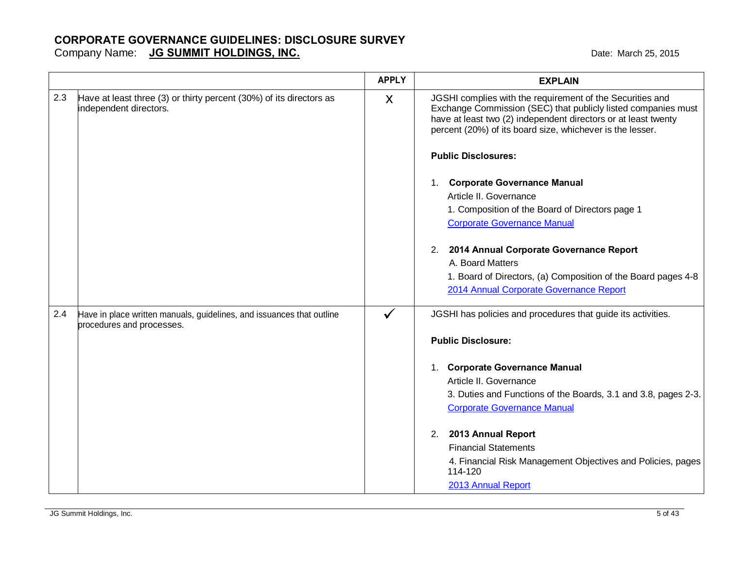# CORPORATE GOVERNANCE GUIDELINES: DISCLOSURE SURVEY

Company Name: **JG SUMMIT HOLDINGS, INC.**

Date: March 25, 2015

| | | APPLY | EXPLAIN |
|---|---|---|---|
| 2.3 | Have at least three (3) or thirty percent (30%) of its directors as independent directors. | X | JGSHI complies with the requirement of the Securities and Exchange Commission (SEC) that publicly listed companies must have at least two (2) independent directors or at least twenty percent (20%) of its board size, whichever is the lesser.<br><br>**Public Disclosures:**<br><br>1. **Corporate Governance Manual**<br>Article II. Governance<br>1. Composition of the Board of Directors page 1<br>Corporate Governance Manual<br><br>2. **2014 Annual Corporate Governance Report**<br>A. Board Matters<br>1. Board of Directors, (a) Composition of the Board pages 4-8<br>2014 Annual Corporate Governance Report |
| 2.4 | Have in place written manuals, guidelines, and issuances that outline procedures and processes. | ✓ | JGSHI has policies and procedures that guide its activities.<br><br>**Public Disclosure:**<br><br>1. **Corporate Governance Manual**<br>Article II. Governance<br>3. Duties and Functions of the Boards, 3.1 and 3.8, pages 2-3.<br>Corporate Governance Manual<br><br>2. **2013 Annual Report**<br>Financial Statements<br>4. Financial Risk Management Objectives and Policies, pages 114-120<br>2013 Annual Report |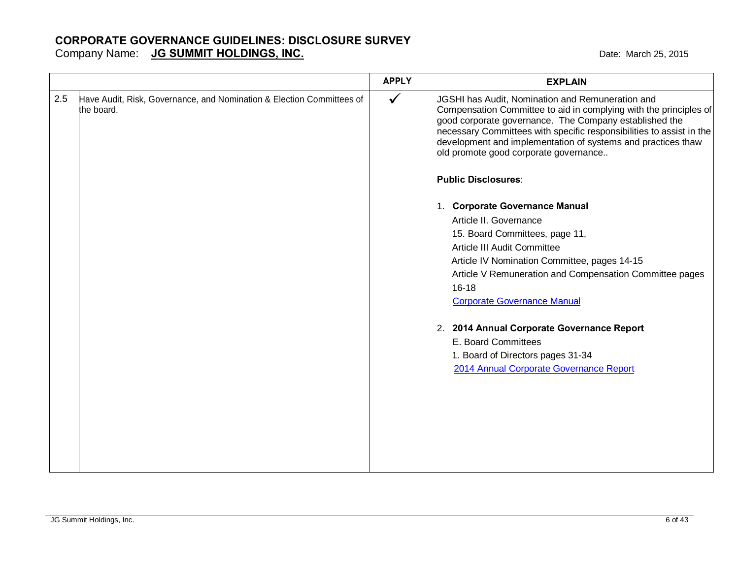# CORPORATE GOVERNANCE GUIDELINES: DISCLOSURE SURVEY

Company Name: **JG SUMMIT HOLDINGS, INC.** Date: March 25, 2015

| | | APPLY | EXPLAIN |
|---|---|---|---|
| 2.5 | Have Audit, Risk, Governance, and Nomination & Election Committees of the board. | ✓ | JGSHI has Audit, Nomination and Remuneration and Compensation Committee to aid in complying with the principles of good corporate governance. The Company established the necessary Committees with specific responsibilities to assist in the development and implementation of systems and practices thaw old promote good corporate governance..<br><br>**Public Disclosures**:<br><br>1. **Corporate Governance Manual**<br>Article II. Governance<br>15. Board Committees, page 11,<br>Article III Audit Committee<br>Article IV Nomination Committee, pages 14-15<br>Article V Remuneration and Compensation Committee pages 16-18<br>Corporate Governance Manual<br><br>2. **2014 Annual Corporate Governance Report**<br>E. Board Committees<br>1. Board of Directors pages 31-34<br>2014 Annual Corporate Governance Report |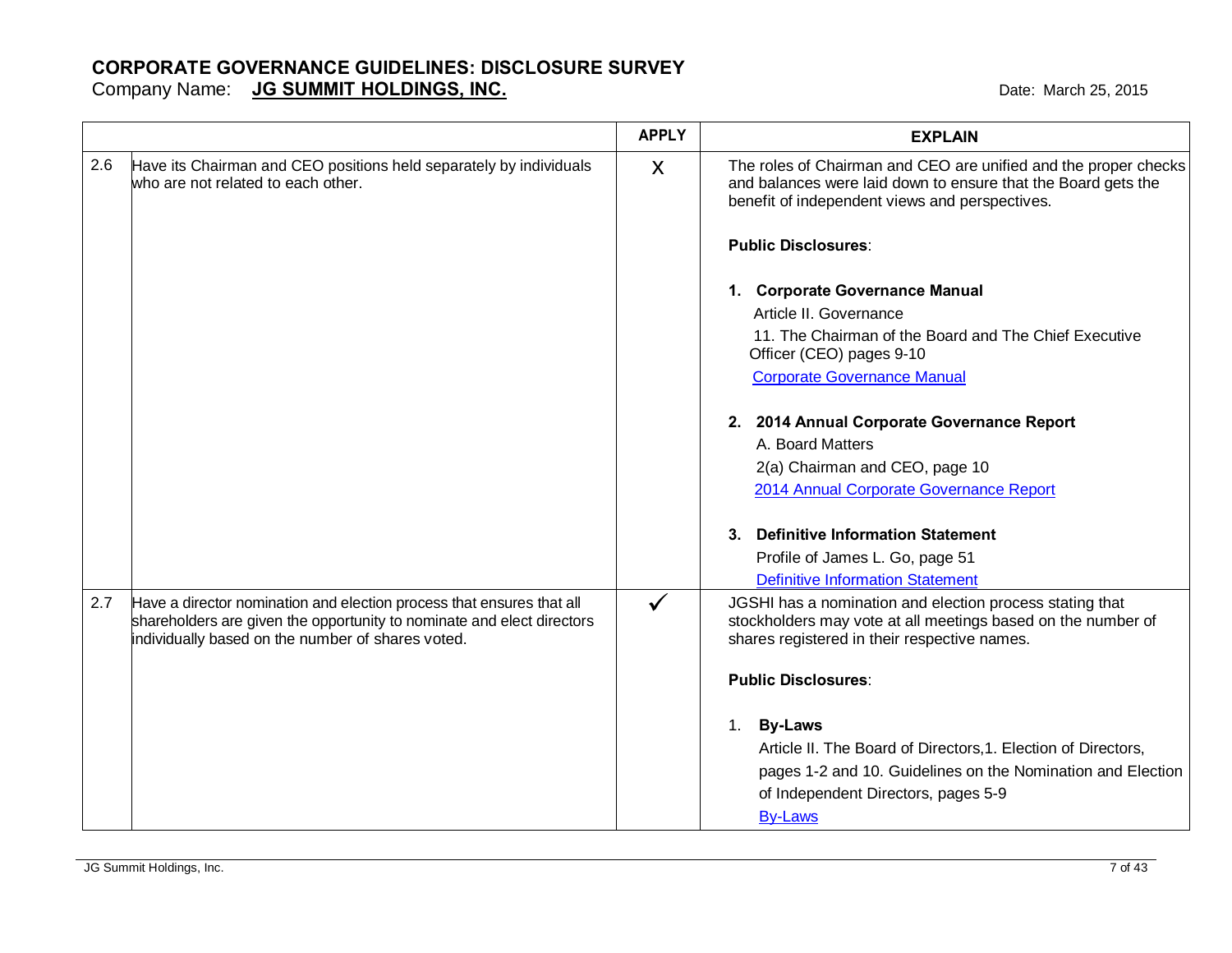# CORPORATE GOVERNANCE GUIDELINES: DISCLOSURE SURVEY

Company Name: **JG SUMMIT HOLDINGS, INC.**

Date: March 25, 2015

| | | APPLY | EXPLAIN |
|---|---|---|---|
| 2.6 | Have its Chairman and CEO positions held separately by individuals who are not related to each other. | X | The roles of Chairman and CEO are unified and the proper checks and balances were laid down to ensure that the Board gets the benefit of independent views and perspectives.<br><br>**Public Disclosures**:<br><br>1. **Corporate Governance Manual**<br>Article II. Governance<br>11. The Chairman of the Board and The Chief Executive Officer (CEO) pages 9-10<br>Corporate Governance Manual<br><br>2. **2014 Annual Corporate Governance Report**<br>A. Board Matters<br>2(a) Chairman and CEO, page 10<br>2014 Annual Corporate Governance Report<br><br>3. **Definitive Information Statement**<br>Profile of James L. Go, page 51<br>Definitive Information Statement |
| 2.7 | Have a director nomination and election process that ensures that all shareholders are given the opportunity to nominate and elect directors individually based on the number of shares voted. | ✓ | JGSHI has a nomination and election process stating that stockholders may vote at all meetings based on the number of shares registered in their respective names.<br><br>**Public Disclosures**:<br><br>1. **By-Laws**<br>Article II. The Board of Directors,1. Election of Directors, pages 1-2 and 10. Guidelines on the Nomination and Election of Independent Directors, pages 5-9<br>By-Laws |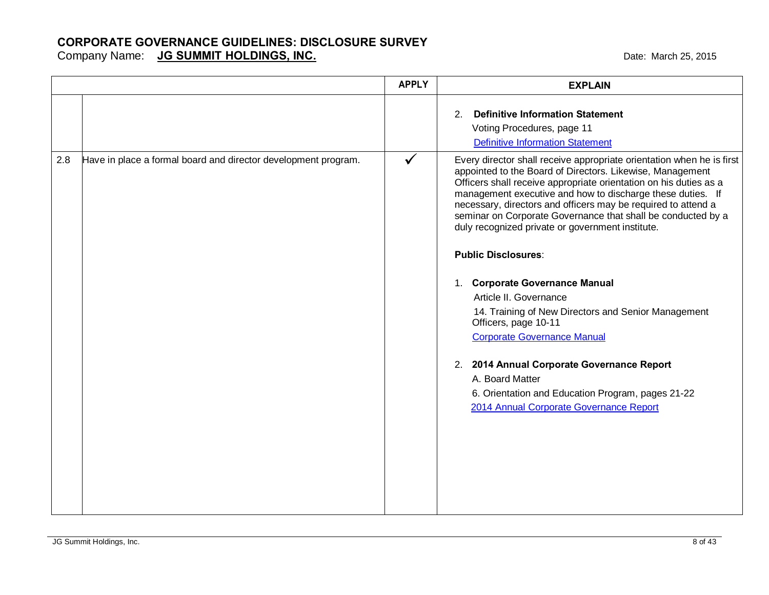# CORPORATE GOVERNANCE GUIDELINES: DISCLOSURE SURVEY

Company Name: **JG SUMMIT HOLDINGS, INC.**

Date: March 25, 2015

| | | APPLY | EXPLAIN |
|---|---|---|---|
| | | | 2. **Definitive Information Statement**<br>Voting Procedures, page 11<br>Definitive Information Statement |
| 2.8 | Have in place a formal board and director development program. | ✓ | Every director shall receive appropriate orientation when he is first appointed to the Board of Directors. Likewise, Management Officers shall receive appropriate orientation on his duties as a management executive and how to discharge these duties. If necessary, directors and officers may be required to attend a seminar on Corporate Governance that shall be conducted by a duly recognized private or government institute.<br><br>**Public Disclosures**:<br><br>1. **Corporate Governance Manual**<br>Article II. Governance<br>14. Training of New Directors and Senior Management Officers, page 10-11<br>Corporate Governance Manual<br><br>2. **2014 Annual Corporate Governance Report**<br>A. Board Matter<br>6. Orientation and Education Program, pages 21-22<br>2014 Annual Corporate Governance Report |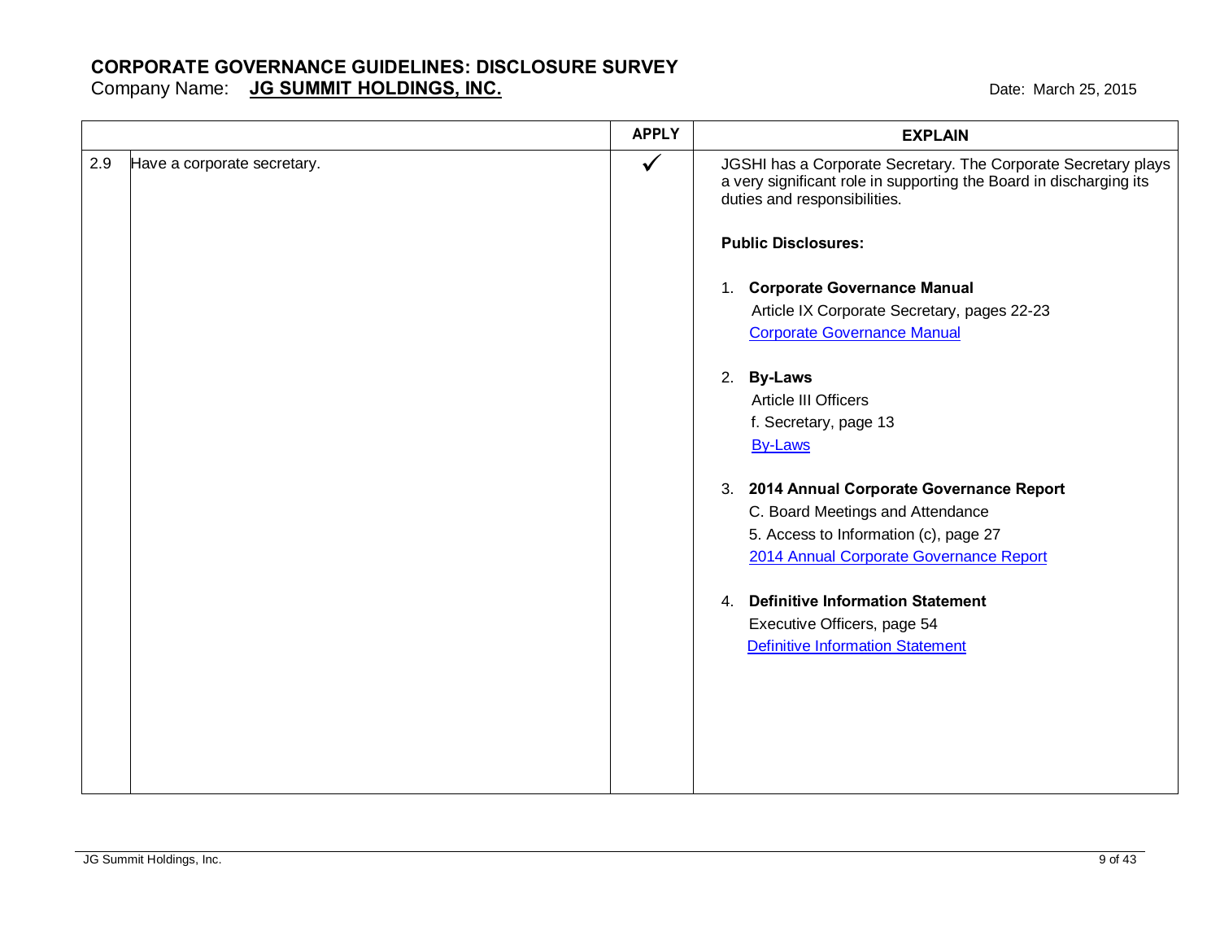**CORPORATE GOVERNANCE GUIDELINES: DISCLOSURE SURVEY**

Company Name: **JG SUMMIT HOLDINGS, INC.**

Date: March 25, 2015

| | | APPLY | EXPLAIN |
|---|---|---|---|
| 2.9 | Have a corporate secretary. | ✓ | JGSHI has a Corporate Secretary. The Corporate Secretary plays a very significant role in supporting the Board in discharging its duties and responsibilities.<br><br>**Public Disclosures:**<br><br>1. **Corporate Governance Manual**<br>Article IX Corporate Secretary, pages 22-23<br>Corporate Governance Manual<br><br>2. **By-Laws**<br>Article III Officers<br>f. Secretary, page 13<br>By-Laws<br><br>3. **2014 Annual Corporate Governance Report**<br>C. Board Meetings and Attendance<br>5. Access to Information (c), page 27<br>2014 Annual Corporate Governance Report<br><br>4. **Definitive Information Statement**<br>Executive Officers, page 54<br>Definitive Information Statement |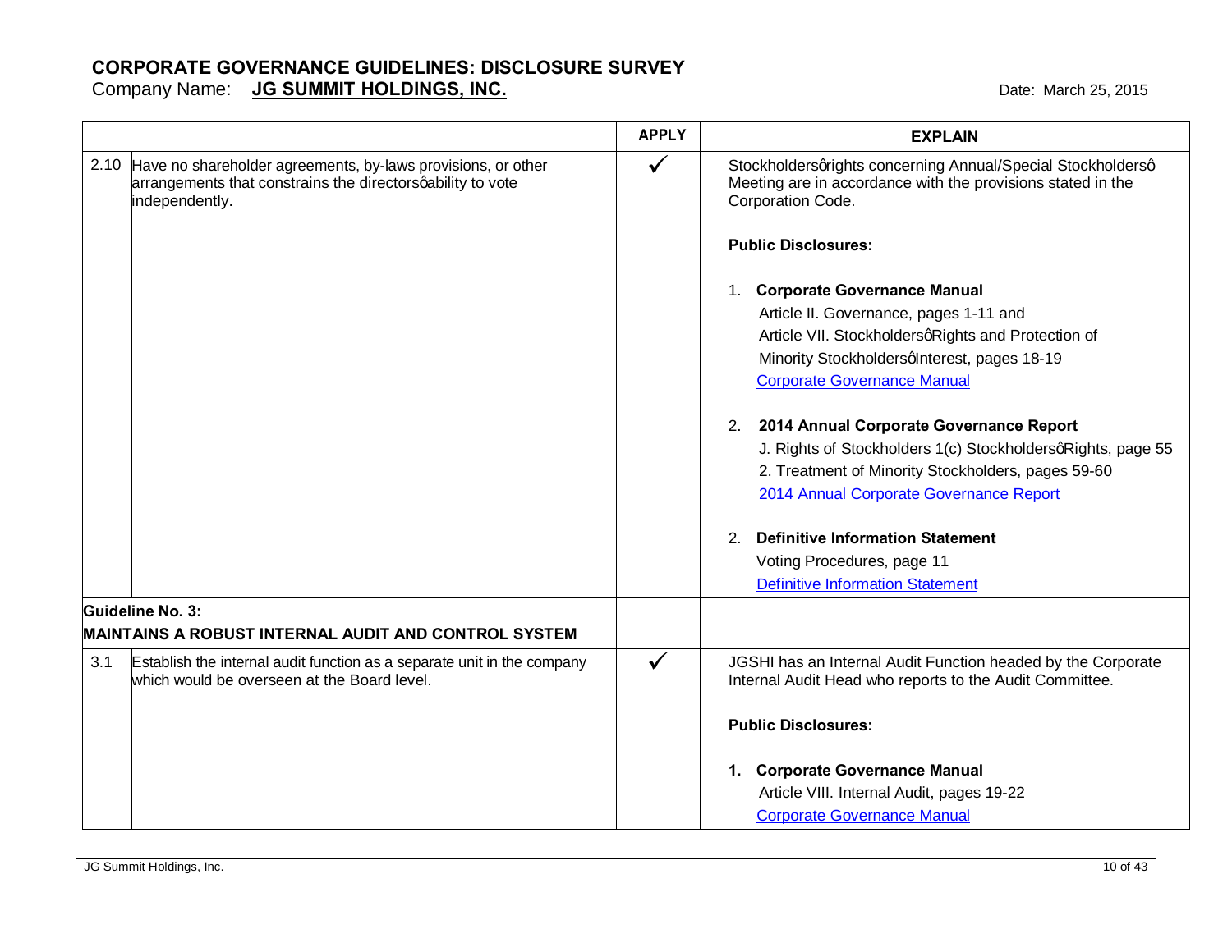# CORPORATE GOVERNANCE GUIDELINES: DISCLOSURE SURVEY

Company Name: **JG SUMMIT HOLDINGS, INC.** Date: March 25, 2015

| | | APPLY | EXPLAIN |
|---|---|---|---|
| 2.10 | Have no shareholder agreements, by-laws provisions, or other arrangements that constrains the directorsø ability to vote independently. | ✓ | Stockholdersø rights concerning Annual/Special Stockholdersø Meeting are in accordance with the provisions stated in the Corporation Code.<br><br>**Public Disclosures:**<br><br>1. **Corporate Governance Manual**<br>Article II. Governance, pages 1-11 and<br>Article VII. Stockholdersø Rights and Protection of Minority Stockholdersø Interest, pages 18-19<br>Corporate Governance Manual<br><br>2. **2014 Annual Corporate Governance Report**<br>J. Rights of Stockholders 1(c) Stockholdersø Rights, page 55<br>2. Treatment of Minority Stockholders, pages 59-60<br>2014 Annual Corporate Governance Report<br><br>2. **Definitive Information Statement**<br>Voting Procedures, page 11<br>Definitive Information Statement |
| **Guideline No. 3:**<br>**MAINTAINS A ROBUST INTERNAL AUDIT AND CONTROL SYSTEM** | | | |
| 3.1 | Establish the internal audit function as a separate unit in the company which would be overseen at the Board level. | ✓ | JGSHI has an Internal Audit Function headed by the Corporate Internal Audit Head who reports to the Audit Committee.<br><br>**Public Disclosures:**<br><br>1. **Corporate Governance Manual**<br>Article VIII. Internal Audit, pages 19-22<br>Corporate Governance Manual |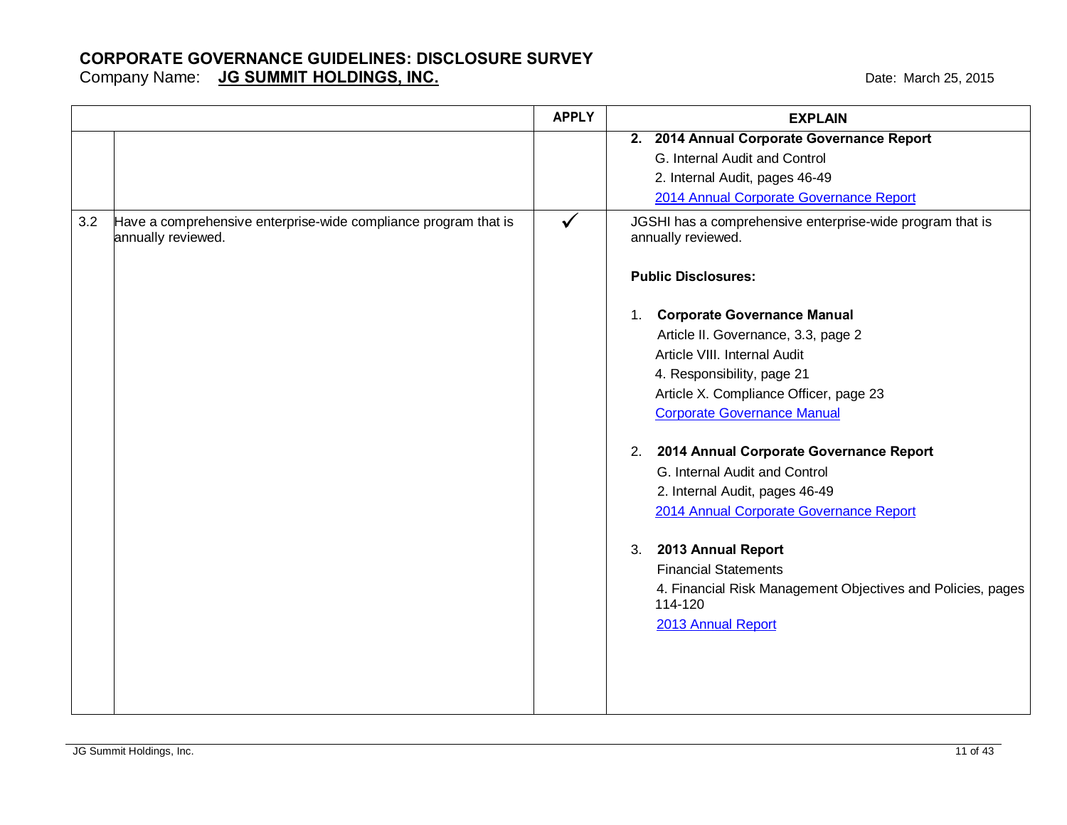# CORPORATE GOVERNANCE GUIDELINES: DISCLOSURE SURVEY

Company Name: **JG SUMMIT HOLDINGS, INC.**

Date: March 25, 2015

| | | APPLY | EXPLAIN |
|---|---|---|---|
| | | | **2. 2014 Annual Corporate Governance Report**<br>G. Internal Audit and Control<br>2. Internal Audit, pages 46-49<br>2014 Annual Corporate Governance Report |
| 3.2 | Have a comprehensive enterprise-wide compliance program that is annually reviewed. | ✓ | JGSHI has a comprehensive enterprise-wide program that is annually reviewed.<br><br>**Public Disclosures:**<br><br>1. **Corporate Governance Manual**<br>Article II. Governance, 3.3, page 2<br>Article VIII. Internal Audit<br>4. Responsibility, page 21<br>Article X. Compliance Officer, page 23<br>Corporate Governance Manual<br><br>2. **2014 Annual Corporate Governance Report**<br>G. Internal Audit and Control<br>2. Internal Audit, pages 46-49<br>2014 Annual Corporate Governance Report<br><br>3. **2013 Annual Report**<br>Financial Statements<br>4. Financial Risk Management Objectives and Policies, pages 114-120<br>2013 Annual Report |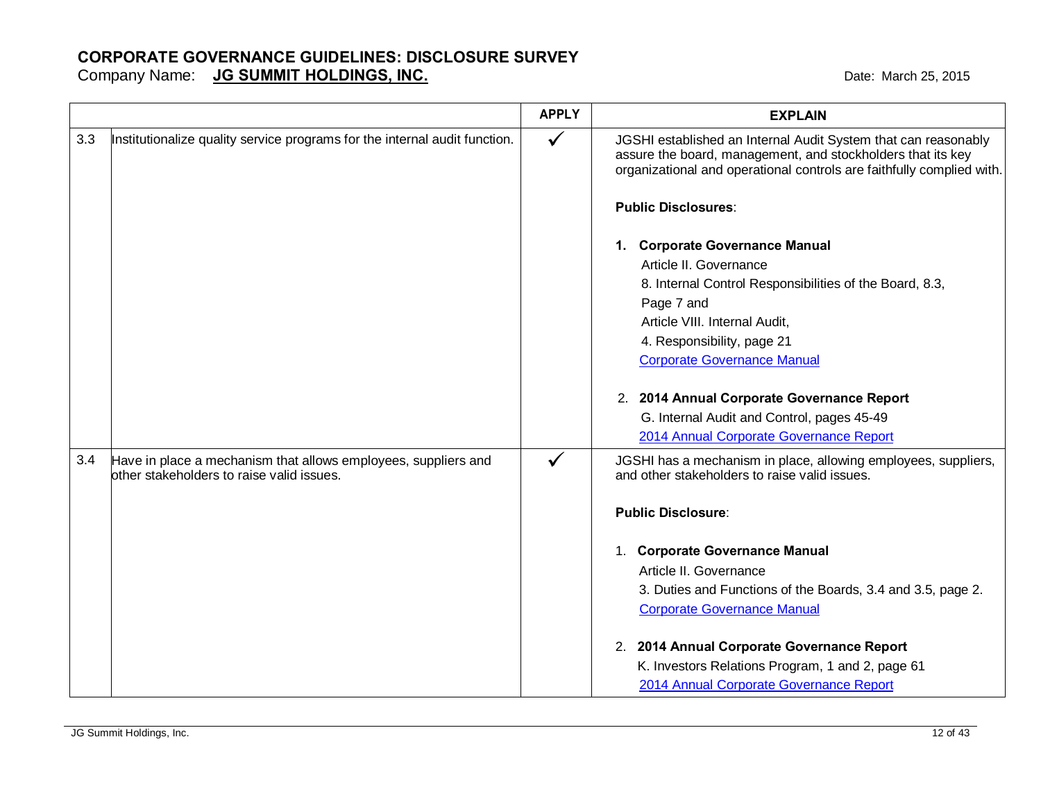# CORPORATE GOVERNANCE GUIDELINES: DISCLOSURE SURVEY

Company Name: **JG SUMMIT HOLDINGS, INC.**

Date: March 25, 2015

| | | APPLY | EXPLAIN |
|---|---|---|---|
| 3.3 | Institutionalize quality service programs for the internal audit function. | ✓ | JGSHI established an Internal Audit System that can reasonably assure the board, management, and stockholders that its key organizational and operational controls are faithfully complied with.<br><br>**Public Disclosures**:<br><br>1. **Corporate Governance Manual**<br>Article II. Governance<br>8. Internal Control Responsibilities of the Board, 8.3, Page 7 and<br>Article VIII. Internal Audit,<br>4. Responsibility, page 21<br>Corporate Governance Manual<br><br>2. **2014 Annual Corporate Governance Report**<br>G. Internal Audit and Control, pages 45-49<br>2014 Annual Corporate Governance Report |
| 3.4 | Have in place a mechanism that allows employees, suppliers and other stakeholders to raise valid issues. | ✓ | JGSHI has a mechanism in place, allowing employees, suppliers, and other stakeholders to raise valid issues.<br><br>**Public Disclosure**:<br><br>1. **Corporate Governance Manual**<br>Article II. Governance<br>3. Duties and Functions of the Boards, 3.4 and 3.5, page 2.<br>Corporate Governance Manual<br><br>2. **2014 Annual Corporate Governance Report**<br>K. Investors Relations Program, 1 and 2, page 61<br>2014 Annual Corporate Governance Report |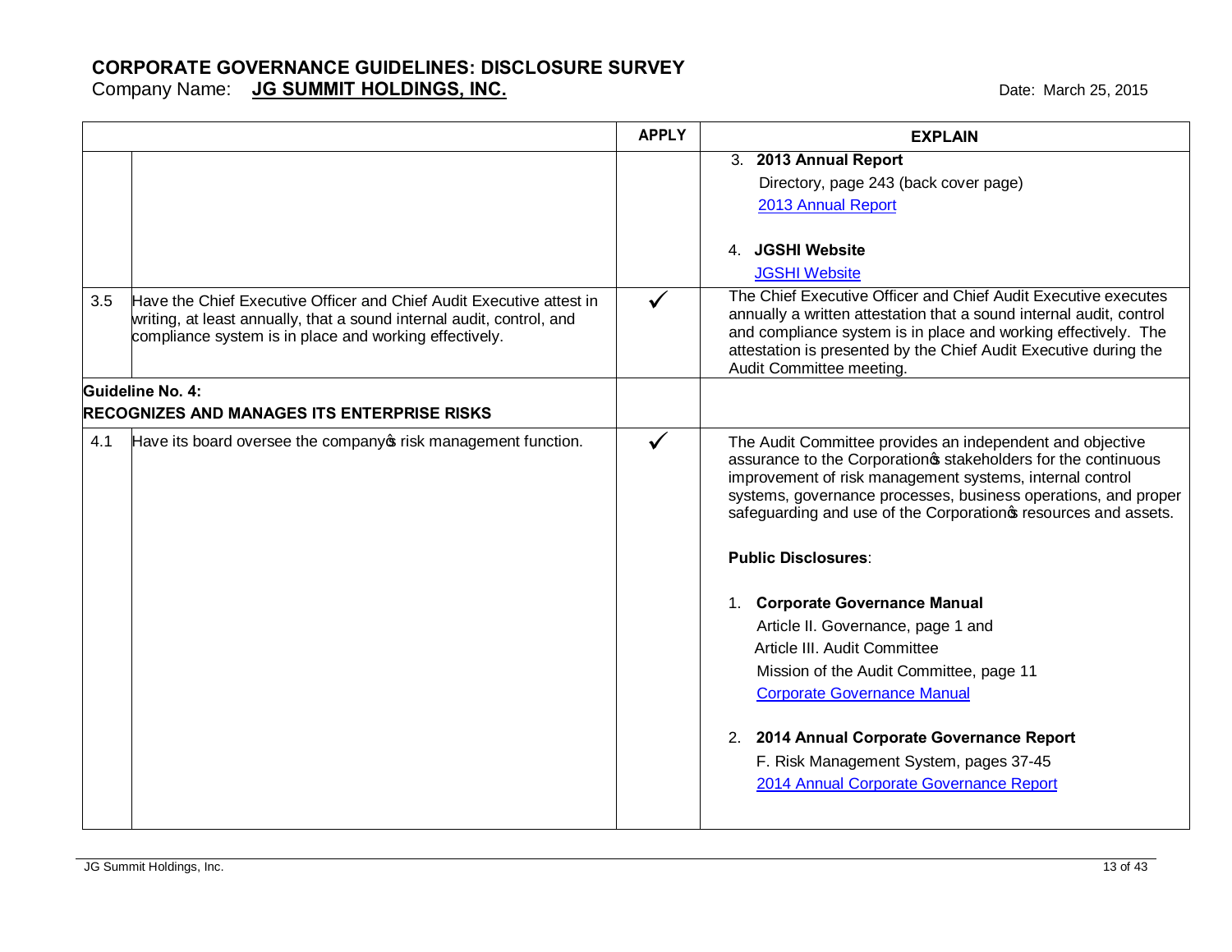# CORPORATE GOVERNANCE GUIDELINES: DISCLOSURE SURVEY

Company Name: **JG SUMMIT HOLDINGS, INC.**

Date: March 25, 2015

| | | APPLY | EXPLAIN |
|---|---|---|---|
| | | | 3. **2013 Annual Report**<br>Directory, page 243 (back cover page)<br>2013 Annual Report<br><br>4. **JGSHI Website**<br>JGSHI Website |
| 3.5 | Have the Chief Executive Officer and Chief Audit Executive attest in writing, at least annually, that a sound internal audit, control, and compliance system is in place and working effectively. | ✓ | The Chief Executive Officer and Chief Audit Executive executes annually a written attestation that a sound internal audit, control and compliance system is in place and working effectively. The attestation is presented by the Chief Audit Executive during the Audit Committee meeting. |
| **Guideline No. 4:**<br>**RECOGNIZES AND MANAGES ITS ENTERPRISE RISKS** | | | |
| 4.1 | Have its board oversee the company's risk management function. | ✓ | The Audit Committee provides an independent and objective assurance to the Corporation's stakeholders for the continuous improvement of risk management systems, internal control systems, governance processes, business operations, and proper safeguarding and use of the Corporation's resources and assets.<br><br>**Public Disclosures**:<br><br>1. **Corporate Governance Manual**<br>Article II. Governance, page 1 and<br>Article III. Audit Committee<br>Mission of the Audit Committee, page 11<br>Corporate Governance Manual<br><br>2. **2014 Annual Corporate Governance Report**<br>F. Risk Management System, pages 37-45<br>2014 Annual Corporate Governance Report |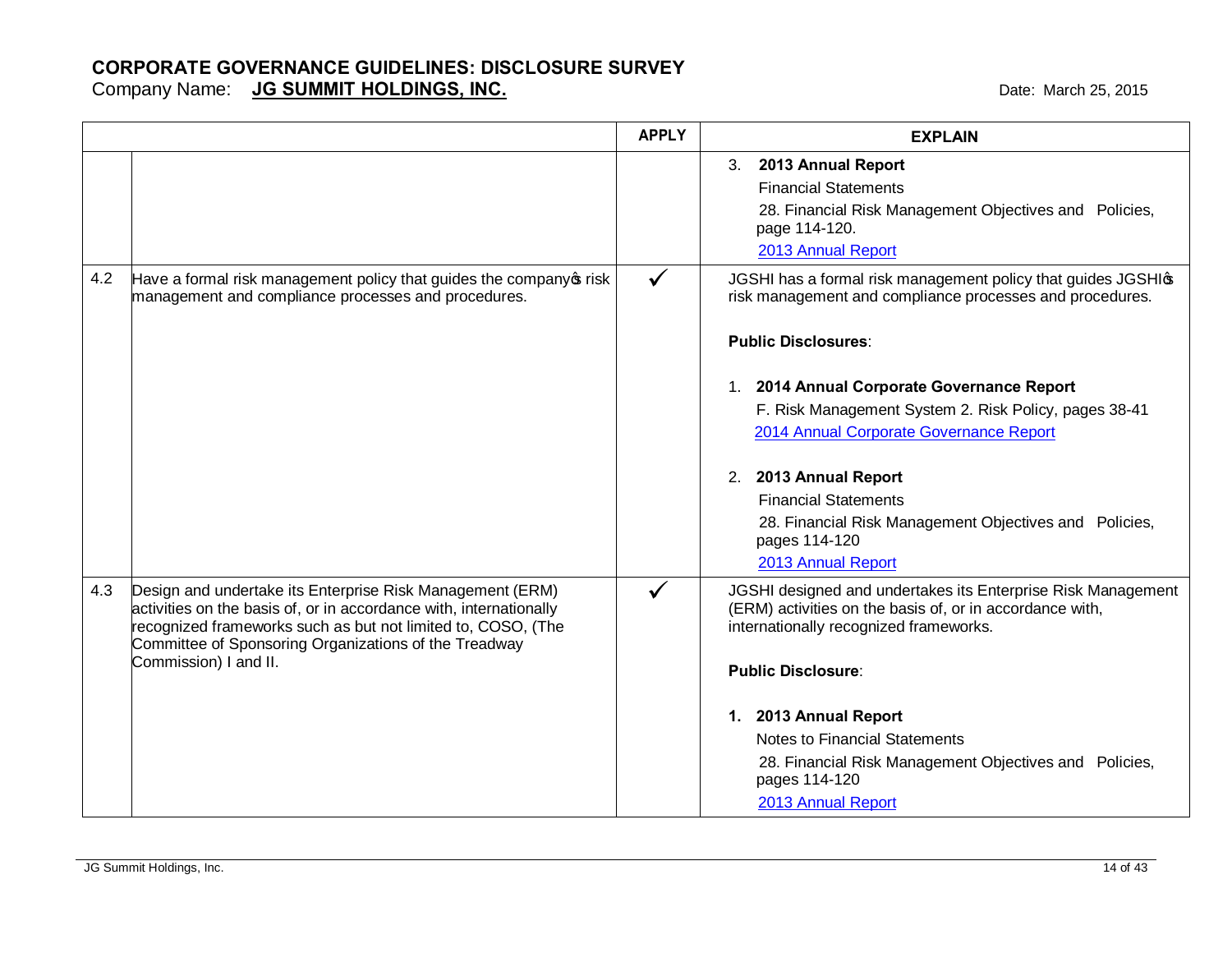# CORPORATE GOVERNANCE GUIDELINES: DISCLOSURE SURVEY

Company Name: **JG SUMMIT HOLDINGS, INC.** Date: March 25, 2015

| | | APPLY | EXPLAIN |
|---|---|---|---|
| | | | 3. **2013 Annual Report**<br>Financial Statements<br>28. Financial Risk Management Objectives and Policies, page 114-120.<br>[2013 Annual Report] |
| 4.2 | Have a formal risk management policy that guides the company's risk management and compliance processes and procedures. | ✓ | JGSHI has a formal risk management policy that guides JGSHI's risk management and compliance processes and procedures.<br><br>**Public Disclosures**:<br><br>1. **2014 Annual Corporate Governance Report**<br>F. Risk Management System 2. Risk Policy, pages 38-41<br>[2014 Annual Corporate Governance Report]<br><br>2. **2013 Annual Report**<br>Financial Statements<br>28. Financial Risk Management Objectives and Policies, pages 114-120<br>[2013 Annual Report] |
| 4.3 | Design and undertake its Enterprise Risk Management (ERM) activities on the basis of, or in accordance with, internationally recognized frameworks such as but not limited to, COSO, (The Committee of Sponsoring Organizations of the Treadway Commission) I and II. | ✓ | JGSHI designed and undertakes its Enterprise Risk Management (ERM) activities on the basis of, or in accordance with, internationally recognized frameworks.<br><br>**Public Disclosure**:<br><br>**1. 2013 Annual Report**<br>Notes to Financial Statements<br>28. Financial Risk Management Objectives and Policies, pages 114-120<br>[2013 Annual Report] |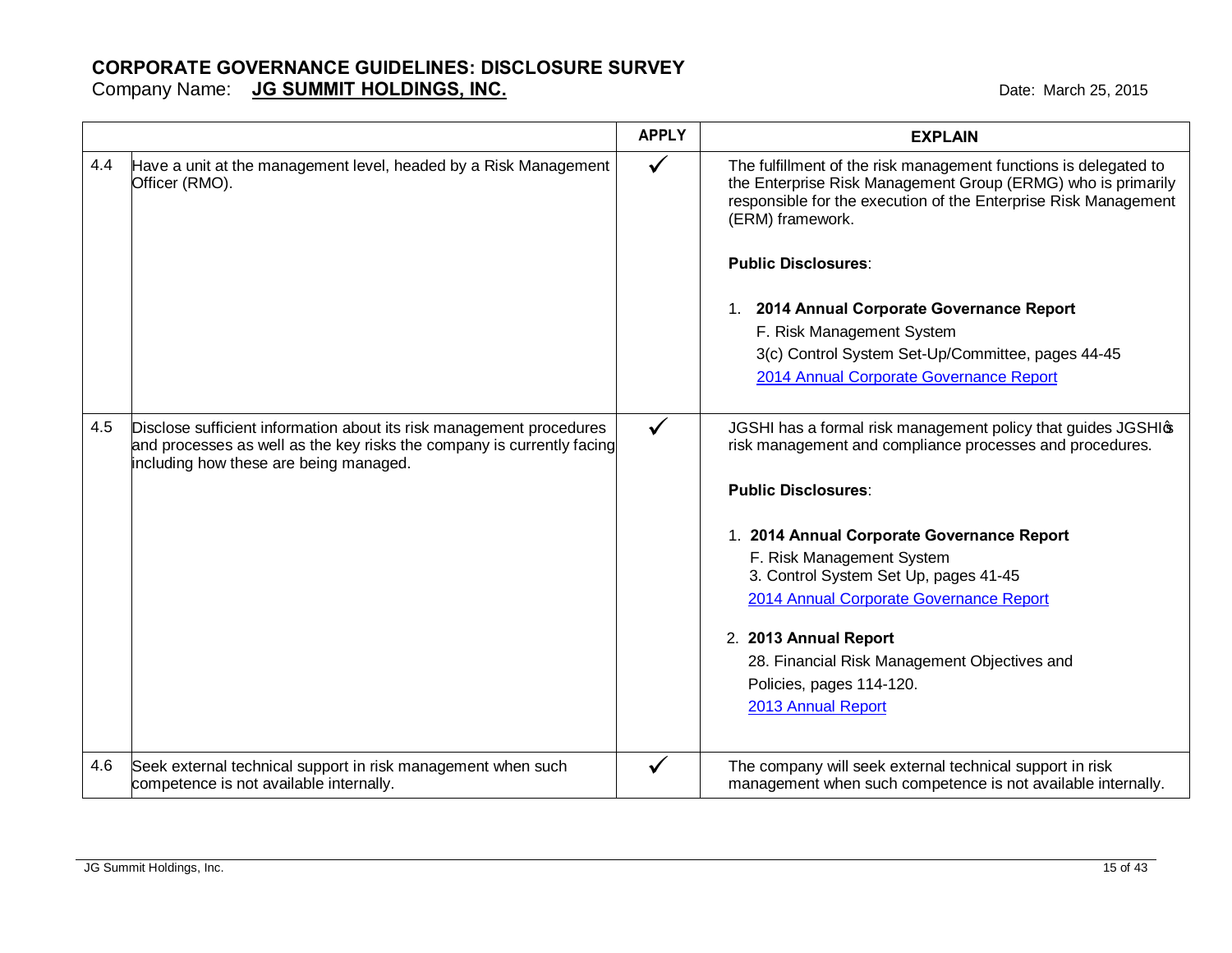**CORPORATE GOVERNANCE GUIDELINES: DISCLOSURE SURVEY**
Company Name: **JG SUMMIT HOLDINGS, INC.** Date: March 25, 2015

| | | APPLY | EXPLAIN |
|---|---|---|---|
| 4.4 | Have a unit at the management level, headed by a Risk Management Officer (RMO). | ✓ | The fulfillment of the risk management functions is delegated to the Enterprise Risk Management Group (ERMG) who is primarily responsible for the execution of the Enterprise Risk Management (ERM) framework.<br><br>**Public Disclosures**:<br><br>1. **2014 Annual Corporate Governance Report**<br>F. Risk Management System<br>3(c) Control System Set-Up/Committee, pages 44-45<br>2014 Annual Corporate Governance Report |
| 4.5 | Disclose sufficient information about its risk management procedures and processes as well as the key risks the company is currently facing including how these are being managed. | ✓ | JGSHI has a formal risk management policy that guides JGSHI's risk management and compliance processes and procedures.<br><br>**Public Disclosures**:<br><br>1. **2014 Annual Corporate Governance Report**<br>F. Risk Management System<br>3. Control System Set Up, pages 41-45<br>2014 Annual Corporate Governance Report<br><br>2. **2013 Annual Report**<br>28. Financial Risk Management Objectives and Policies, pages 114-120.<br>2013 Annual Report |
| 4.6 | Seek external technical support in risk management when such competence is not available internally. | ✓ | The company will seek external technical support in risk management when such competence is not available internally. |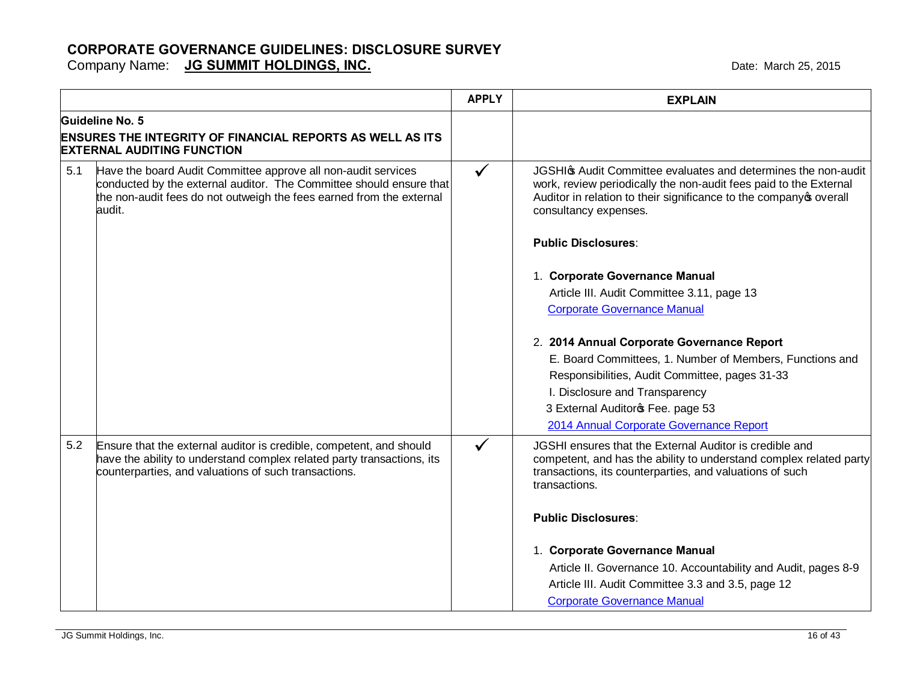# CORPORATE GOVERNANCE GUIDELINES: DISCLOSURE SURVEY

Company Name: **JG SUMMIT HOLDINGS, INC.**

Date: March 25, 2015

| | | APPLY | EXPLAIN |
|---|---|---|---|
| **Guideline No. 5**<br><br>**ENSURES THE INTEGRITY OF FINANCIAL REPORTS AS WELL AS ITS EXTERNAL AUDITING FUNCTION** | | | |
| 5.1 | Have the board Audit Committee approve all non-audit services conducted by the external auditor. The Committee should ensure that the non-audit fees do not outweigh the fees earned from the external audit. | ✓ | JGSHI's Audit Committee evaluates and determines the non-audit work, review periodically the non-audit fees paid to the External Auditor in relation to their significance to the company's overall consultancy expenses.<br><br>**Public Disclosures**:<br><br>1. **Corporate Governance Manual**<br>Article III. Audit Committee 3.11, page 13<br>Corporate Governance Manual<br><br>2. **2014 Annual Corporate Governance Report**<br>E. Board Committees, 1. Number of Members, Functions and Responsibilities, Audit Committee, pages 31-33<br>I. Disclosure and Transparency<br>3 External Auditor's Fee. page 53<br>2014 Annual Corporate Governance Report |
| 5.2 | Ensure that the external auditor is credible, competent, and should have the ability to understand complex related party transactions, its counterparties, and valuations of such transactions. | ✓ | JGSHI ensures that the External Auditor is credible and competent, and has the ability to understand complex related party transactions, its counterparties, and valuations of such transactions.<br><br>**Public Disclosures**:<br><br>1. **Corporate Governance Manual**<br>Article II. Governance 10. Accountability and Audit, pages 8-9<br>Article III. Audit Committee 3.3 and 3.5, page 12<br>Corporate Governance Manual |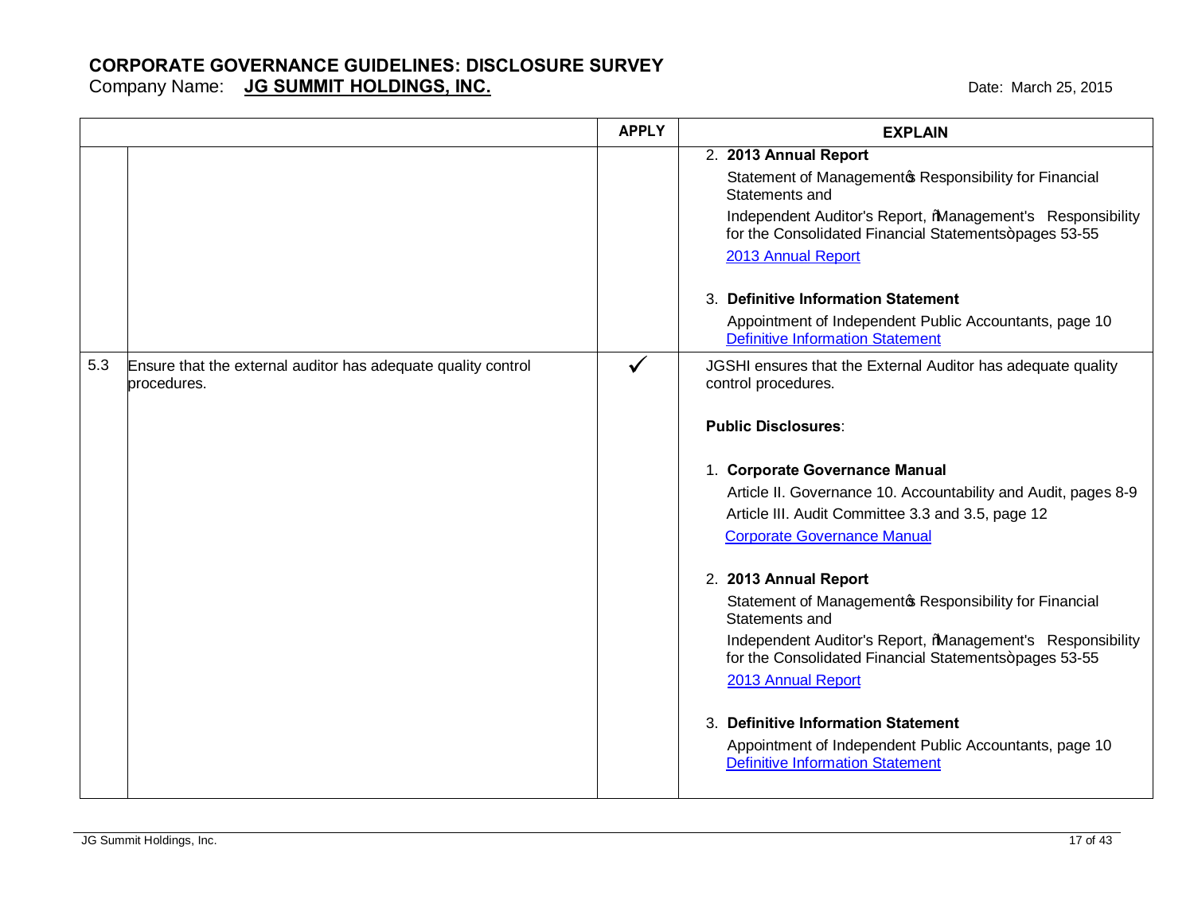# CORRPORATE GOVERNANCE GUIDELINES: DISCLOSURE SURVEY

Company Name: **JG SUMMIT HOLDINGS, INC.**

Date: March 25, 2015

| | | APPLY | EXPLAIN |
|---|---|---|---|
| | | | 2. **2013 Annual Report**<br>Statement of Management's Responsibility for Financial Statements and<br>Independent Auditor's Report, "Management's Responsibility for the Consolidated Financial Statements" pages 53-55<br>2013 Annual Report<br><br>3. **Definitive Information Statement**<br>Appointment of Independent Public Accountants, page 10<br>Definitive Information Statement |
| 5.3 | Ensure that the external auditor has adequate quality control procedures. | ✓ | JGSHI ensures that the External Auditor has adequate quality control procedures.<br><br>**Public Disclosures**:<br><br>1. **Corporate Governance Manual**<br>Article II. Governance 10. Accountability and Audit, pages 8-9<br>Article III. Audit Committee 3.3 and 3.5, page 12<br>Corporate Governance Manual<br><br>2. **2013 Annual Report**<br>Statement of Management's Responsibility for Financial Statements and<br>Independent Auditor's Report, "Management's Responsibility for the Consolidated Financial Statements" pages 53-55<br>2013 Annual Report<br><br>3. **Definitive Information Statement**<br>Appointment of Independent Public Accountants, page 10<br>Definitive Information Statement |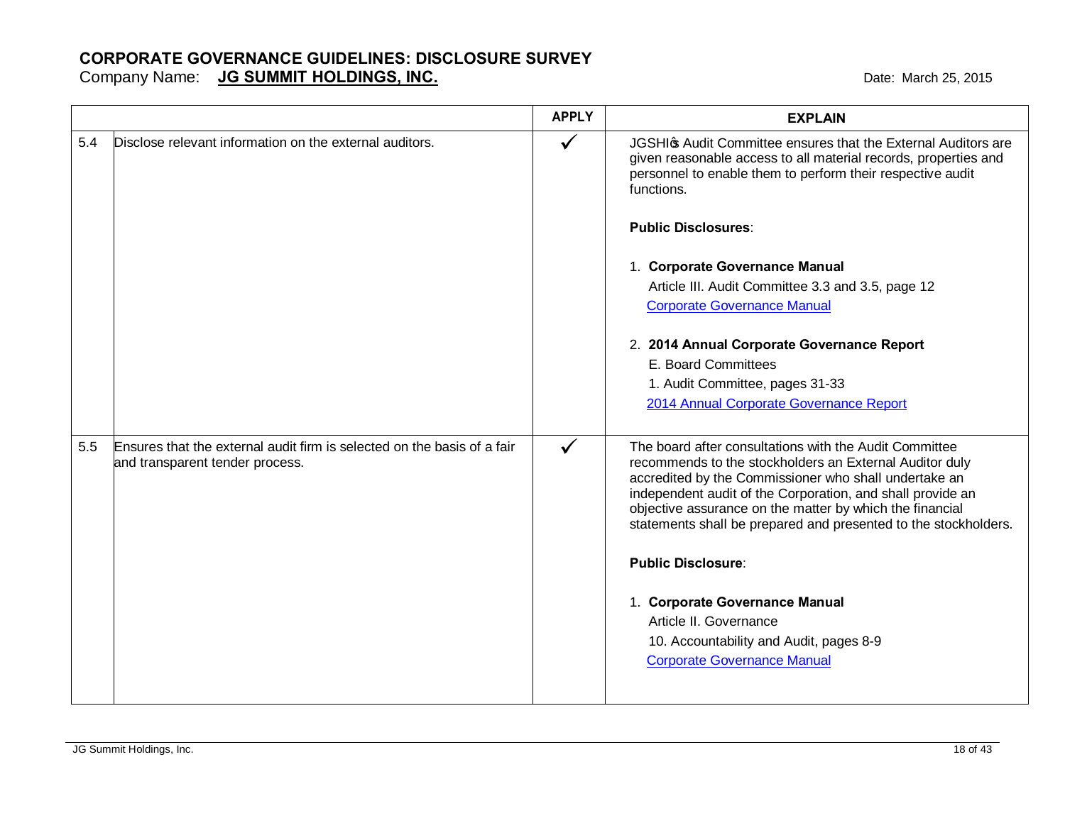# CORPORATE GOVERNANCE GUIDELINES: DISCLOSURE SURVEY

Company Name: **JG SUMMIT HOLDINGS, INC.**

Date: March 25, 2015

| | | APPLY | EXPLAIN |
|---|---|---|---|
| 5.4 | Disclose relevant information on the external auditors. | ✓ | JGSHI's Audit Committee ensures that the External Auditors are given reasonable access to all material records, properties and personnel to enable them to perform their respective audit functions.<br><br>**Public Disclosures**:<br><br>1. **Corporate Governance Manual**<br>Article III. Audit Committee 3.3 and 3.5, page 12<br>Corporate Governance Manual<br><br>2. **2014 Annual Corporate Governance Report**<br>E. Board Committees<br>1. Audit Committee, pages 31-33<br>2014 Annual Corporate Governance Report |
| 5.5 | Ensures that the external audit firm is selected on the basis of a fair and transparent tender process. | ✓ | The board after consultations with the Audit Committee recommends to the stockholders an External Auditor duly accredited by the Commissioner who shall undertake an independent audit of the Corporation, and shall provide an objective assurance on the matter by which the financial statements shall be prepared and presented to the stockholders.<br><br>**Public Disclosure**:<br><br>1. **Corporate Governance Manual**<br>Article II. Governance<br>10. Accountability and Audit, pages 8-9<br>Corporate Governance Manual |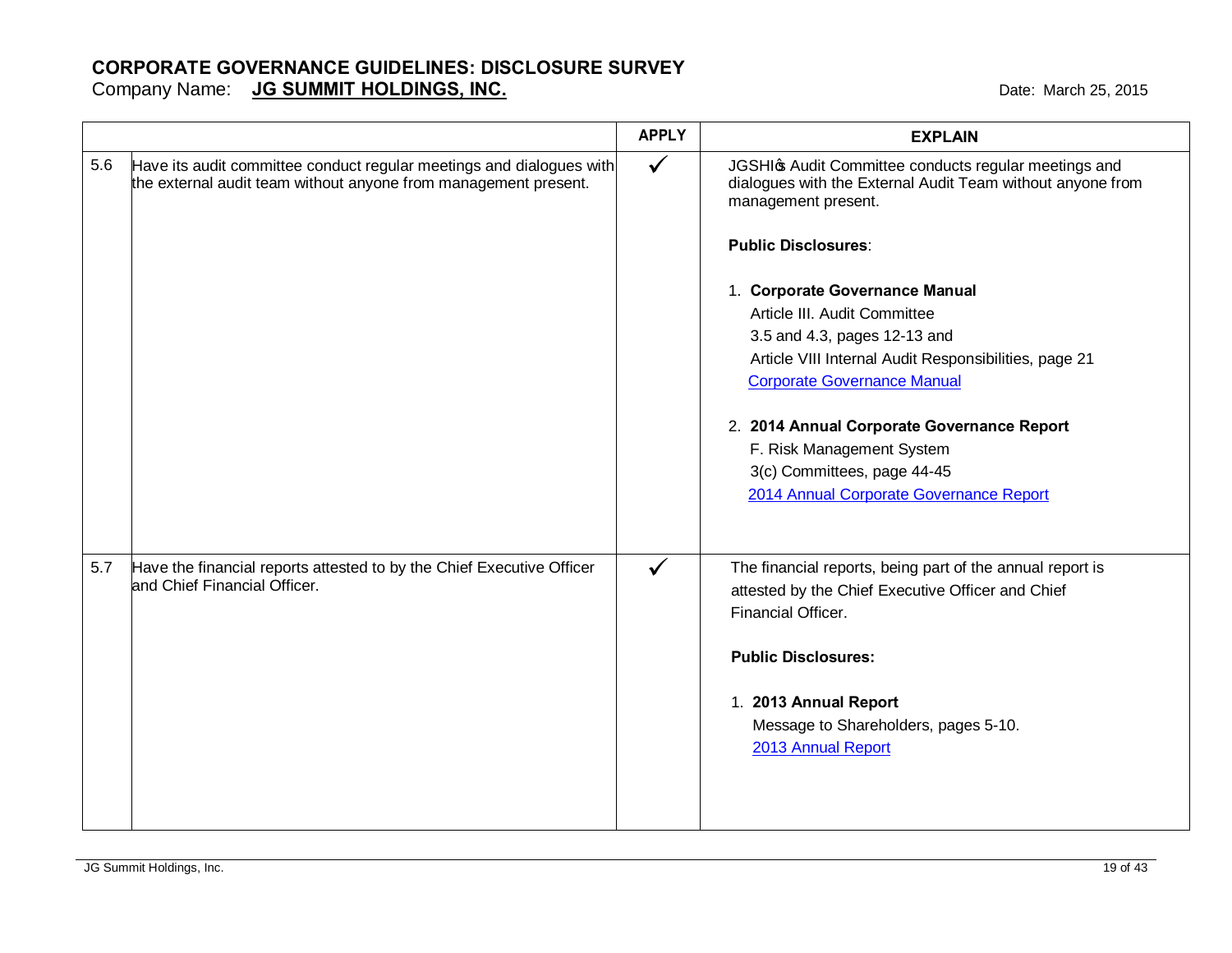# CORPORATE GOVERNANCE GUIDELINES: DISCLOSURE SURVEY

Company Name: **JG SUMMIT HOLDINGS, INC.**

Date: March 25, 2015

| | | APPLY | EXPLAIN |
|---|---|---|---|
| 5.6 | Have its audit committee conduct regular meetings and dialogues with the external audit team without anyone from management present. | ✓ | JGSHI's Audit Committee conducts regular meetings and dialogues with the External Audit Team without anyone from management present.<br><br>**Public Disclosures**:<br><br>1. **Corporate Governance Manual**<br>Article III. Audit Committee<br>3.5 and 4.3, pages 12-13 and<br>Article VIII Internal Audit Responsibilities, page 21<br>Corporate Governance Manual<br><br>2. **2014 Annual Corporate Governance Report**<br>F. Risk Management System<br>3(c) Committees, page 44-45<br>2014 Annual Corporate Governance Report |
| 5.7 | Have the financial reports attested to by the Chief Executive Officer and Chief Financial Officer. | ✓ | The financial reports, being part of the annual report is attested by the Chief Executive Officer and Chief Financial Officer.<br><br>**Public Disclosures:**<br><br>1. **2013 Annual Report**<br>Message to Shareholders, pages 5-10.<br>2013 Annual Report |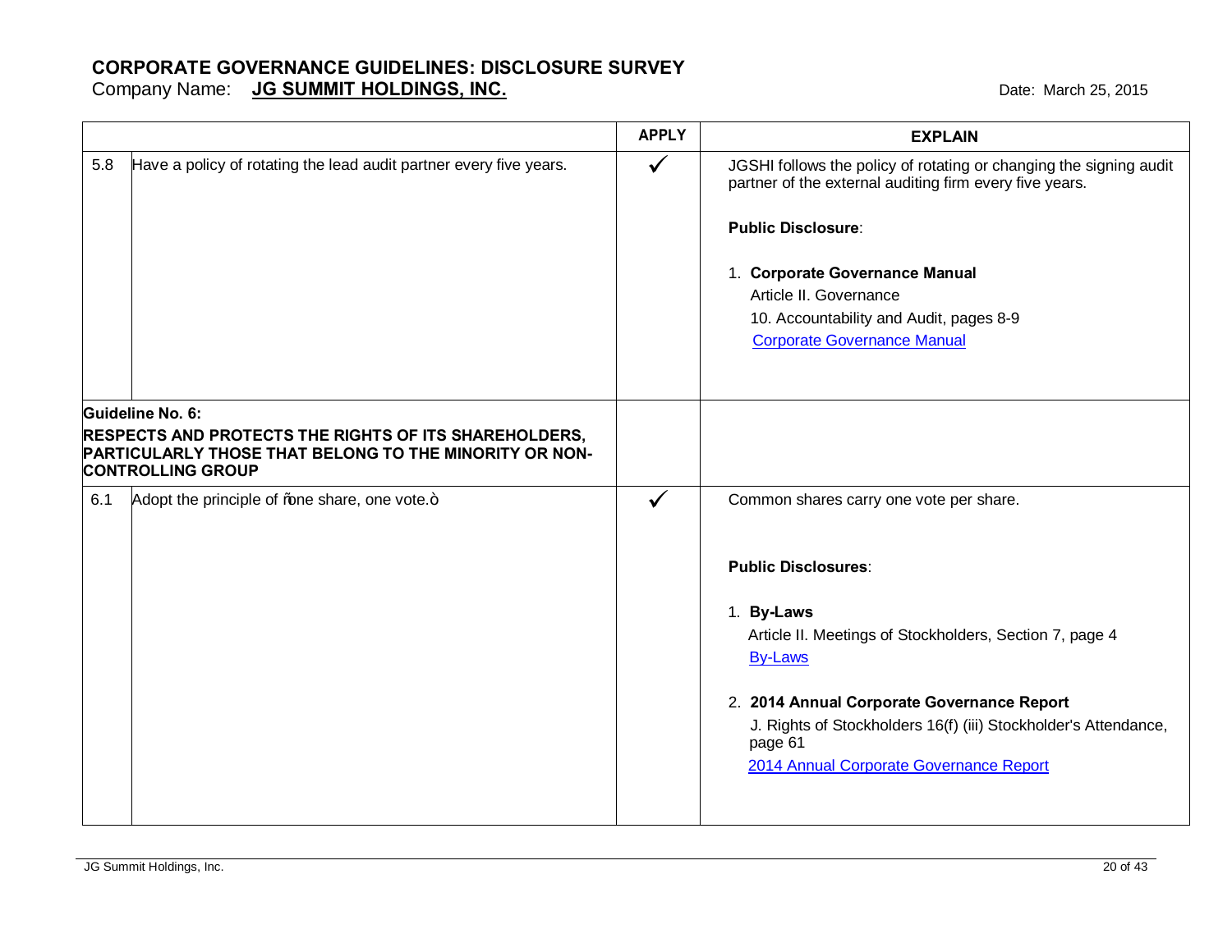# CORPORATE GOVERNANCE GUIDELINES: DISCLOSURE SURVEY

Company Name: **JG SUMMIT HOLDINGS, INC.**

Date: March 25, 2015

| | | APPLY | EXPLAIN |
|---|---|---|---|
| 5.8 | Have a policy of rotating the lead audit partner every five years. | ✓ | JGSHI follows the policy of rotating or changing the signing audit partner of the external auditing firm every five years.<br><br>**Public Disclosure**:<br><br>1. **Corporate Governance Manual**<br>Article II. Governance<br>10. Accountability and Audit, pages 8-9<br>Corporate Governance Manual |
| **Guideline No. 6:**<br>**RESPECTS AND PROTECTS THE RIGHTS OF ITS SHAREHOLDERS, PARTICULARLY THOSE THAT BELONG TO THE MINORITY OR NON-CONTROLLING GROUP** | | | |
| 6.1 | Adopt the principle of "one share, one vote." | ✓ | Common shares carry one vote per share.<br><br>**Public Disclosures**:<br><br>1. **By-Laws**<br>Article II. Meetings of Stockholders, Section 7, page 4<br>By-Laws<br><br>2. **2014 Annual Corporate Governance Report**<br>J. Rights of Stockholders 16(f) (iii) Stockholder's Attendance, page 61<br>2014 Annual Corporate Governance Report |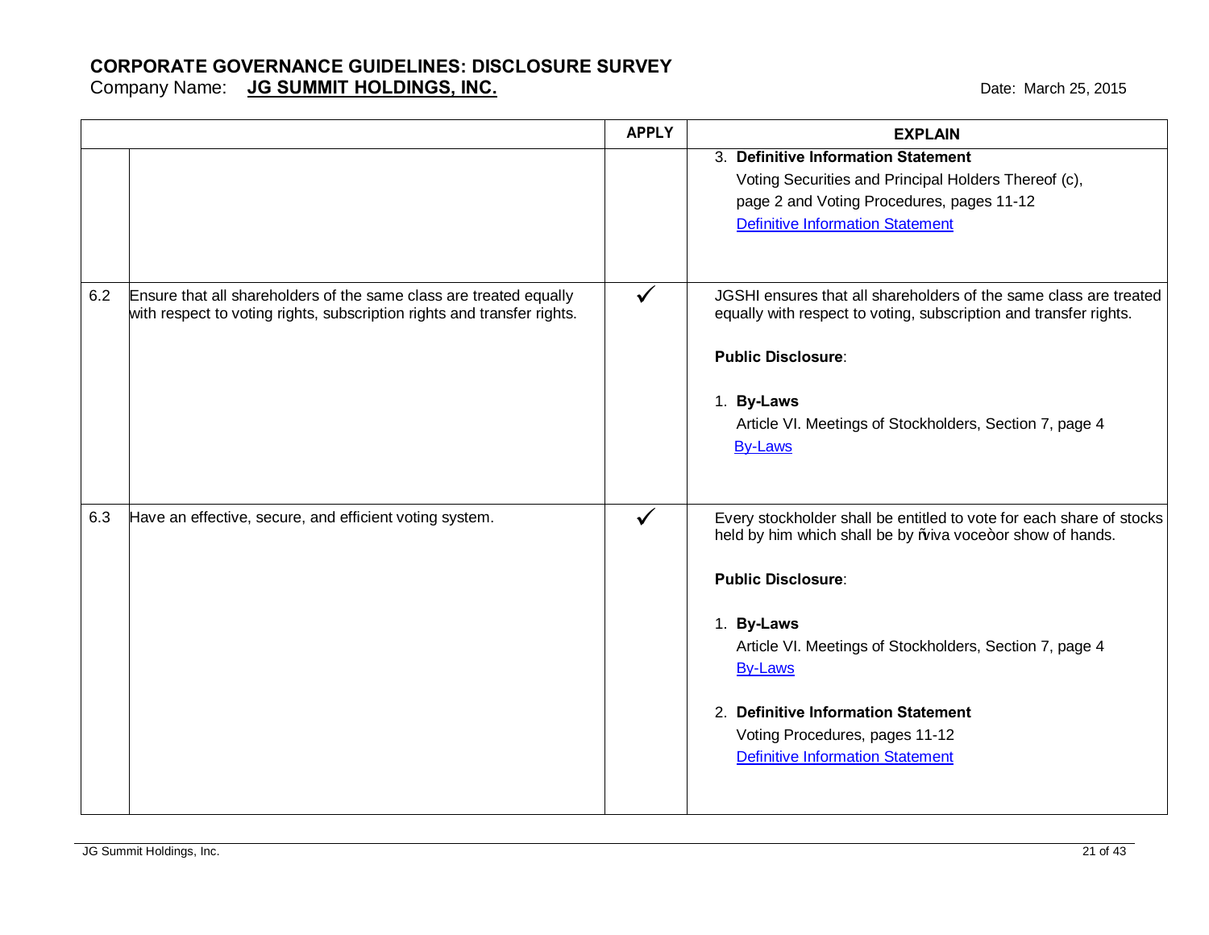# CORPORATE GOVERNANCE GUIDELINES: DISCLOSURE SURVEY

Company Name: **JG SUMMIT HOLDINGS, INC.**

Date: March 25, 2015

| | | APPLY | EXPLAIN |
|---|---|---|---|
| | | | 3. **Definitive Information Statement**<br>Voting Securities and Principal Holders Thereof (c), page 2 and Voting Procedures, pages 11-12<br>Definitive Information Statement |
| 6.2 | Ensure that all shareholders of the same class are treated equally with respect to voting rights, subscription rights and transfer rights. | ✓ | JGSHI ensures that all shareholders of the same class are treated equally with respect to voting, subscription and transfer rights.<br><br>**Public Disclosure**:<br><br>1. **By-Laws**<br>Article VI. Meetings of Stockholders, Section 7, page 4<br>By-Laws |
| 6.3 | Have an effective, secure, and efficient voting system. | ✓ | Every stockholder shall be entitled to vote for each share of stocks held by him which shall be by ñviva voceò or show of hands.<br><br>**Public Disclosure**:<br><br>1. **By-Laws**<br>Article VI. Meetings of Stockholders, Section 7, page 4<br>By-Laws<br><br>2. **Definitive Information Statement**<br>Voting Procedures, pages 11-12<br>Definitive Information Statement |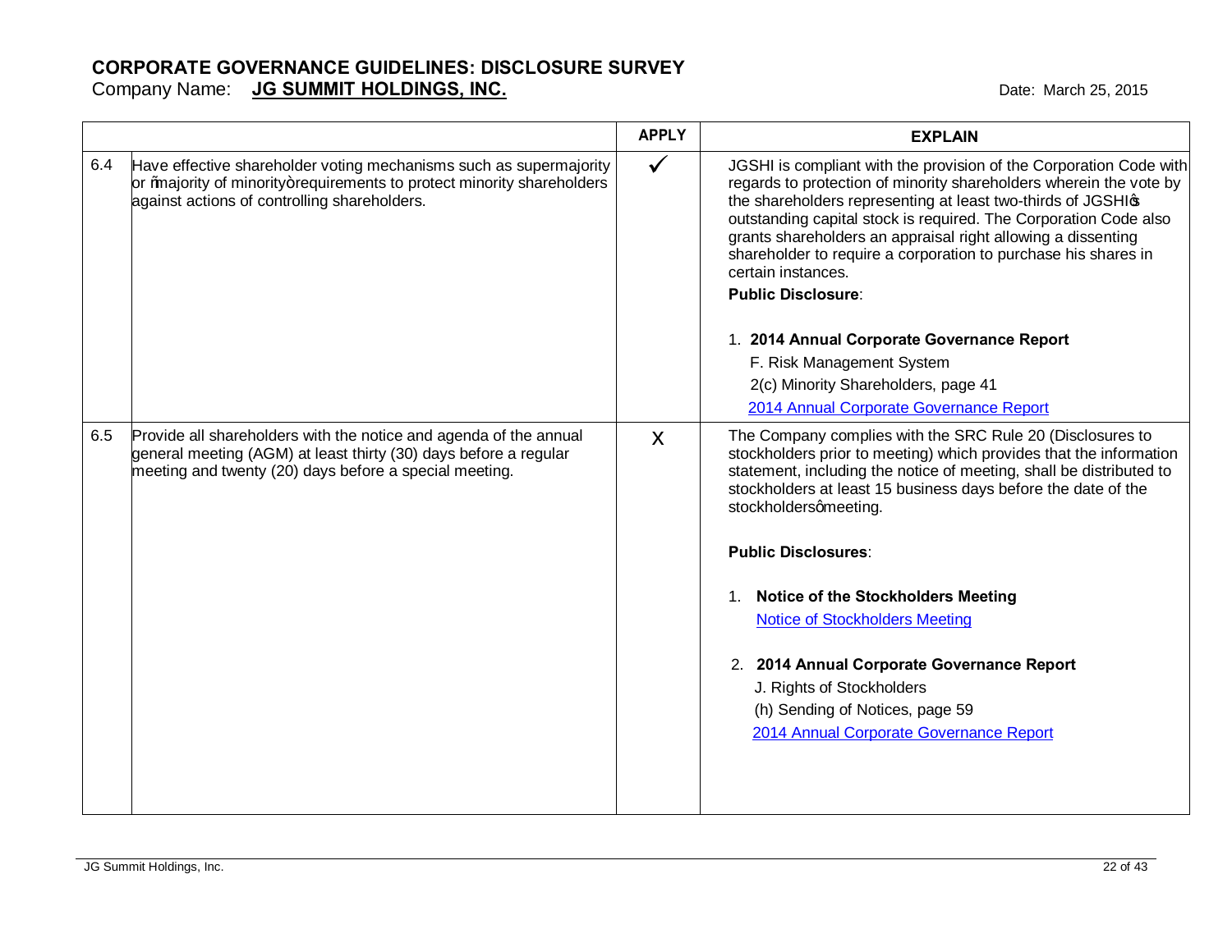## CORPORATE GOVERNANCE GUIDELINES: DISCLOSURE SURVEY

Company Name: **JG SUMMIT HOLDINGS, INC.**

Date: March 25, 2015

| | | APPLY | EXPLAIN |
|---|---|---|---|
| 6.4 | Have effective shareholder voting mechanisms such as supermajority or "majority of minority" requirements to protect minority shareholders against actions of controlling shareholders. | ✓ | JGSHI is compliant with the provision of the Corporation Code with regards to protection of minority shareholders wherein the vote by the shareholders representing at least two-thirds of JGSHI's outstanding capital stock is required. The Corporation Code also grants shareholders an appraisal right allowing a dissenting shareholder to require a corporation to purchase his shares in certain instances.<br><br>**Public Disclosure**:<br><br>1. **2014 Annual Corporate Governance Report**<br>F. Risk Management System<br>2(c) Minority Shareholders, page 41<br>2014 Annual Corporate Governance Report |
| 6.5 | Provide all shareholders with the notice and agenda of the annual general meeting (AGM) at least thirty (30) days before a regular meeting and twenty (20) days before a special meeting. | X | The Company complies with the SRC Rule 20 (Disclosures to stockholders prior to meeting) which provides that the information statement, including the notice of meeting, shall be distributed to stockholders at least 15 business days before the date of the stockholders' meeting.<br><br>**Public Disclosures**:<br><br>1. **Notice of the Stockholders Meeting**<br>Notice of Stockholders Meeting<br><br>2. **2014 Annual Corporate Governance Report**<br>J. Rights of Stockholders<br>(h) Sending of Notices, page 59<br>2014 Annual Corporate Governance Report |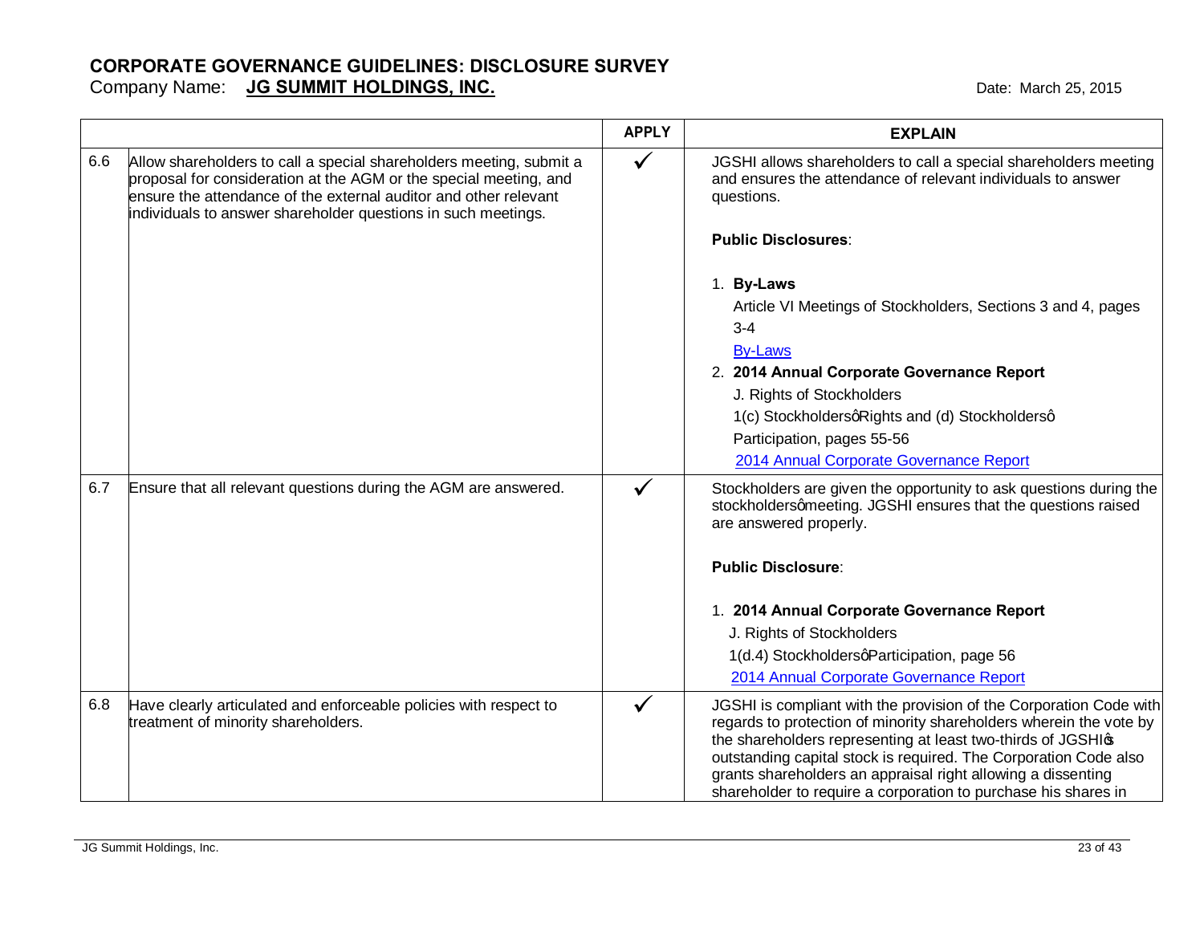# CORPORATE GOVERNANCE GUIDELINES: DISCLOSURE SURVEY

Company Name: **JG SUMMIT HOLDINGS, INC.** Date: March 25, 2015

| | | APPLY | EXPLAIN |
|---|---|---|---|
| 6.6 | Allow shareholders to call a special shareholders meeting, submit a proposal for consideration at the AGM or the special meeting, and ensure the attendance of the external auditor and other relevant individuals to answer shareholder questions in such meetings. | ✓ | JGSHI allows shareholders to call a special shareholders meeting and ensures the attendance of relevant individuals to answer questions.<br><br>**Public Disclosures**:<br><br>1. **By-Laws**<br>Article VI Meetings of Stockholders, Sections 3 and 4, pages 3-4<br>By-Laws<br>2. **2014 Annual Corporate Governance Report**<br>J. Rights of Stockholders<br>1(c) Stockholders' Rights and (d) Stockholders' Participation, pages 55-56<br>2014 Annual Corporate Governance Report |
| 6.7 | Ensure that all relevant questions during the AGM are answered. | ✓ | Stockholders are given the opportunity to ask questions during the stockholders' meeting. JGSHI ensures that the questions raised are answered properly.<br><br>**Public Disclosure**:<br><br>1. **2014 Annual Corporate Governance Report**<br>J. Rights of Stockholders<br>1(d.4) Stockholders' Participation, page 56<br>2014 Annual Corporate Governance Report |
| 6.8 | Have clearly articulated and enforceable policies with respect to treatment of minority shareholders. | ✓ | JGSHI is compliant with the provision of the Corporation Code with regards to protection of minority shareholders wherein the vote by the shareholders representing at least two-thirds of JGSHI's outstanding capital stock is required. The Corporation Code also grants shareholders an appraisal right allowing a dissenting shareholder to require a corporation to purchase his shares in |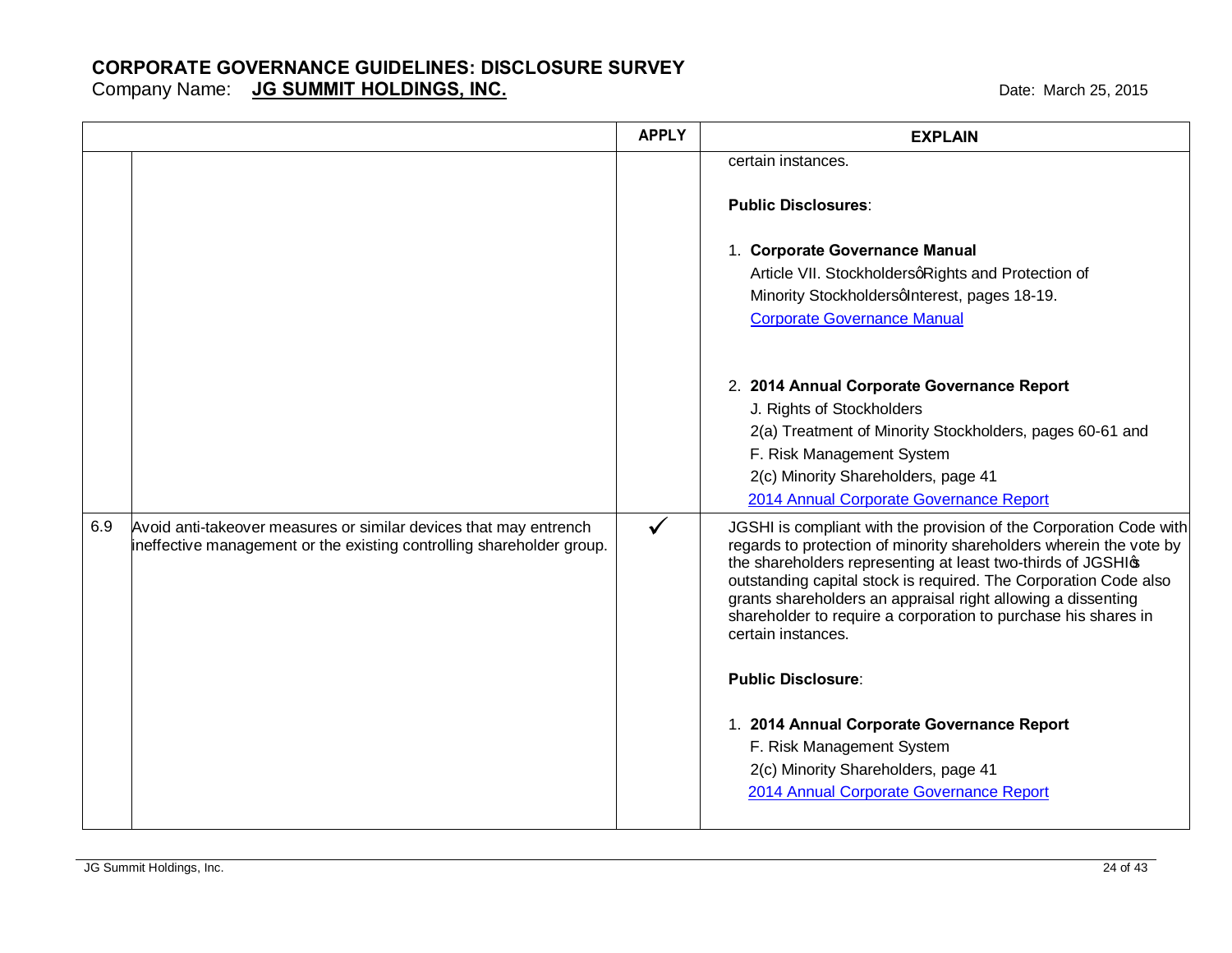# CORPORATE GOVERNANCE GUIDELINES: DISCLOSURE SURVEY

Company Name: **JG SUMMIT HOLDINGS, INC.**

Date: March 25, 2015

| | | APPLY | EXPLAIN |
|---|---|---|---|
| | | | certain instances.<br><br>**Public Disclosures**:<br><br>1. **Corporate Governance Manual**<br>Article VII. Stockholdersø Rights and Protection of Minority Stockholdersø Interest, pages 18-19.<br>Corporate Governance Manual<br><br>2. **2014 Annual Corporate Governance Report**<br>J. Rights of Stockholders<br>2(a) Treatment of Minority Stockholders, pages 60-61 and<br>F. Risk Management System<br>2(c) Minority Shareholders, page 41<br>2014 Annual Corporate Governance Report |
| 6.9 | Avoid anti-takeover measures or similar devices that may entrench ineffective management or the existing controlling shareholder group. | ✓ | JGSHI is compliant with the provision of the Corporation Code with regards to protection of minority shareholders wherein the vote by the shareholders representing at least two-thirds of JGSHIø outstanding capital stock is required. The Corporation Code also grants shareholders an appraisal right allowing a dissenting shareholder to require a corporation to purchase his shares in certain instances.<br><br>**Public Disclosure**:<br><br>1. **2014 Annual Corporate Governance Report**<br>F. Risk Management System<br>2(c) Minority Shareholders, page 41<br>2014 Annual Corporate Governance Report |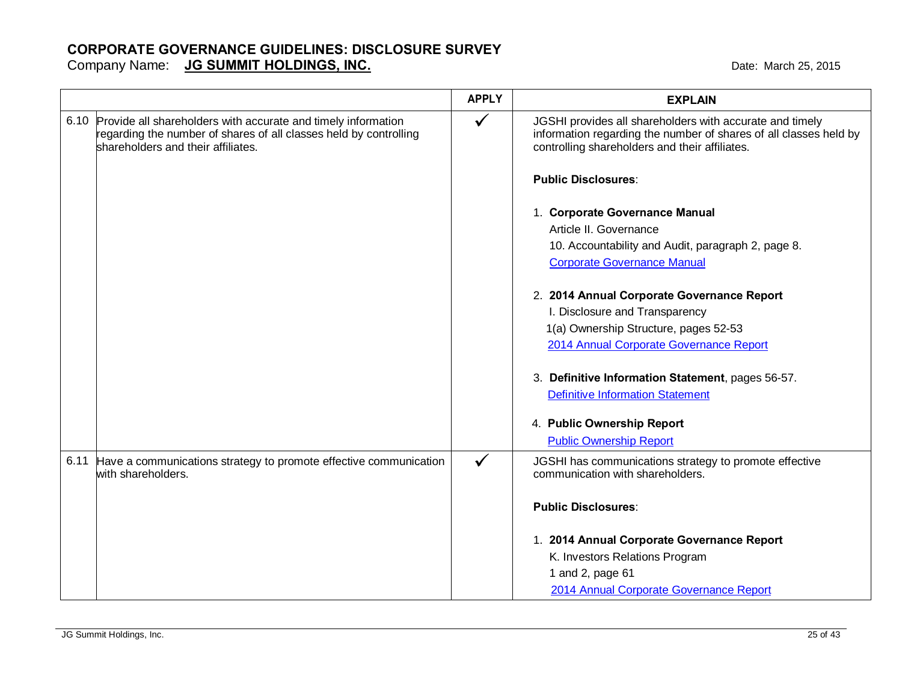# CORPORATE GOVERNANCE GUIDELINES: DISCLOSURE SURVEY

Company Name: **JG SUMMIT HOLDINGS, INC.**

Date: March 25, 2015

| | | APPLY | EXPLAIN |
|---|---|---|---|
| 6.10 | Provide all shareholders with accurate and timely information regarding the number of shares of all classes held by controlling shareholders and their affiliates. | ✓ | JGSHI provides all shareholders with accurate and timely information regarding the number of shares of all classes held by controlling shareholders and their affiliates.<br><br>**Public Disclosures**:<br><br>1. **Corporate Governance Manual**<br>Article II. Governance<br>10. Accountability and Audit, paragraph 2, page 8.<br>Corporate Governance Manual<br><br>2. **2014 Annual Corporate Governance Report**<br>I. Disclosure and Transparency<br>1(a) Ownership Structure, pages 52-53<br>2014 Annual Corporate Governance Report<br><br>3. **Definitive Information Statement**, pages 56-57.<br>Definitive Information Statement<br><br>4. **Public Ownership Report**<br>Public Ownership Report |
| 6.11 | Have a communications strategy to promote effective communication with shareholders. | ✓ | JGSHI has communications strategy to promote effective communication with shareholders.<br><br>**Public Disclosures**:<br><br>1. **2014 Annual Corporate Governance Report**<br>K. Investors Relations Program<br>1 and 2, page 61<br>2014 Annual Corporate Governance Report |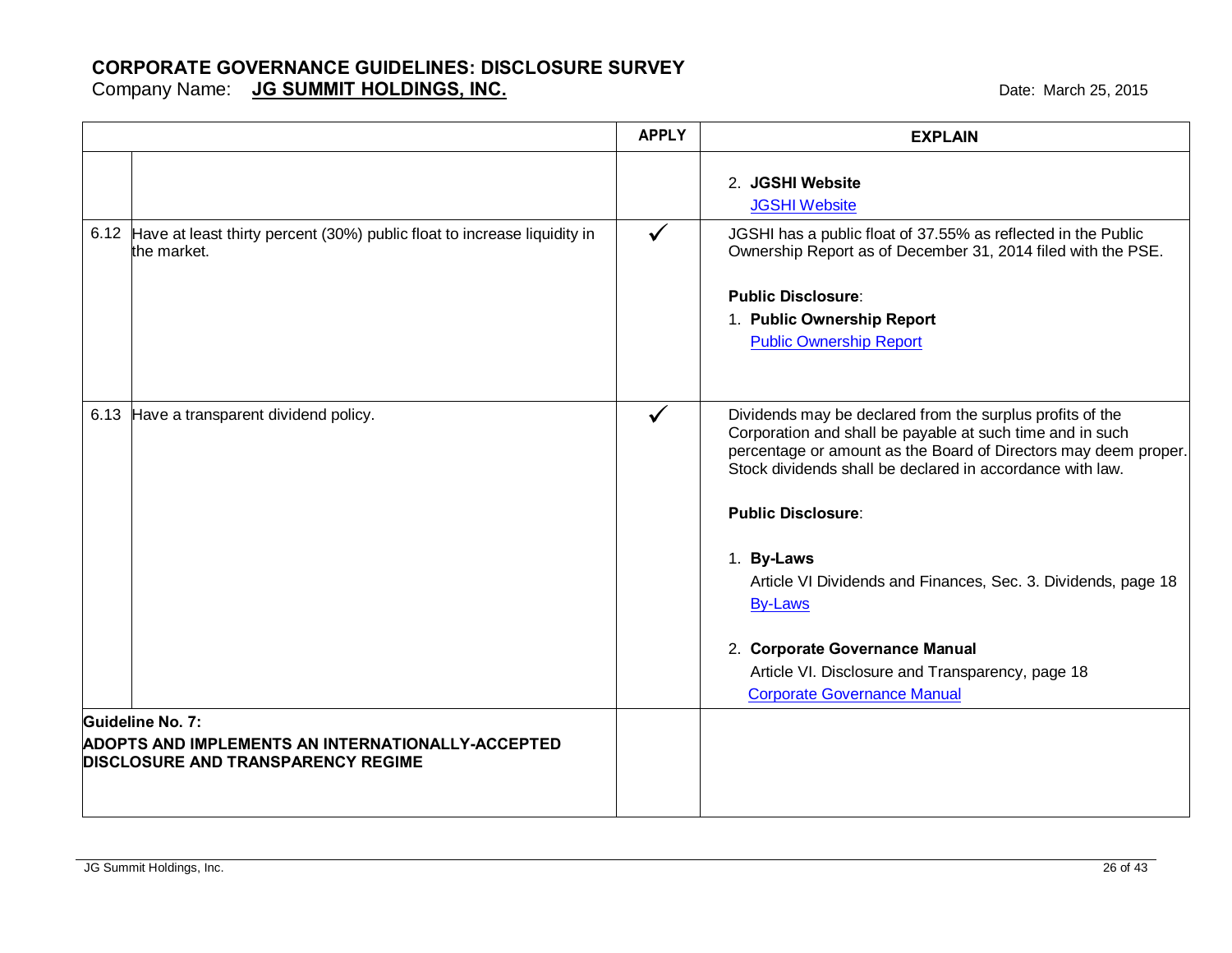# CORPORATE GOVERNANCE GUIDELINES: DISCLOSURE SURVEY

Company Name: **JG SUMMIT HOLDINGS, INC.**

Date: March 25, 2015

| | | APPLY | EXPLAIN |
|---|---|---|---|
| | | | 2. **JGSHI Website**<br>JGSHI Website |
| 6.12 | Have at least thirty percent (30%) public float to increase liquidity in the market. | ✓ | JGSHI has a public float of 37.55% as reflected in the Public Ownership Report as of December 31, 2014 filed with the PSE.<br><br>**Public Disclosure**:<br>1. **Public Ownership Report**<br>Public Ownership Report |
| 6.13 | Have a transparent dividend policy. | ✓ | Dividends may be declared from the surplus profits of the Corporation and shall be payable at such time and in such percentage or amount as the Board of Directors may deem proper. Stock dividends shall be declared in accordance with law.<br><br>**Public Disclosure**:<br><br>1. **By-Laws**<br>Article VI Dividends and Finances, Sec. 3. Dividends, page 18<br>By-Laws<br><br>2. **Corporate Governance Manual**<br>Article VI. Disclosure and Transparency, page 18<br>Corporate Governance Manual |
| **Guideline No. 7:**<br>**ADOPTS AND IMPLEMENTS AN INTERNATIONALLY-ACCEPTED DISCLOSURE AND TRANSPARENCY REGIME** | | | |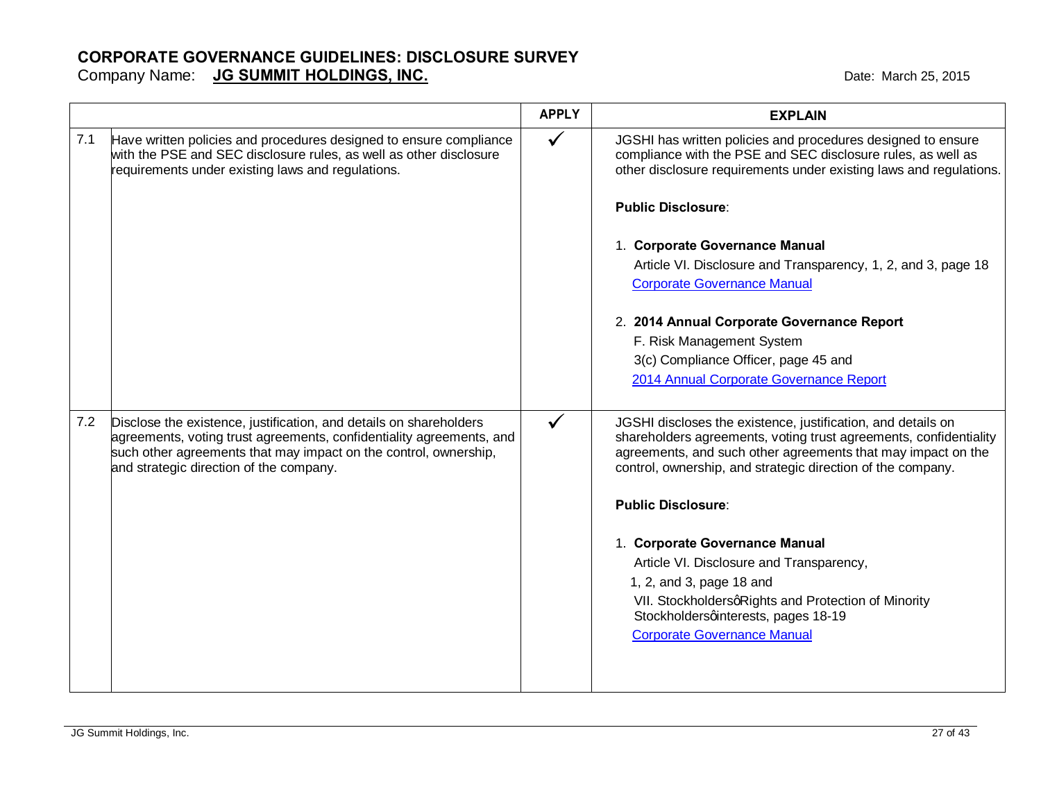# CORPORATE GOVERNANCE GUIDELINES: DISCLOSURE SURVEY

Company Name: **JG SUMMIT HOLDINGS, INC.**

Date: March 25, 2015

| | | APPLY | EXPLAIN |
|---|---|---|---|
| 7.1 | Have written policies and procedures designed to ensure compliance with the PSE and SEC disclosure rules, as well as other disclosure requirements under existing laws and regulations. | ✓ | JGSHI has written policies and procedures designed to ensure compliance with the PSE and SEC disclosure rules, as well as other disclosure requirements under existing laws and regulations.<br><br>**Public Disclosure**:<br><br>1. **Corporate Governance Manual**<br>Article VI. Disclosure and Transparency, 1, 2, and 3, page 18<br>Corporate Governance Manual<br><br>2. **2014 Annual Corporate Governance Report**<br>F. Risk Management System<br>3(c) Compliance Officer, page 45 and<br>2014 Annual Corporate Governance Report |
| 7.2 | Disclose the existence, justification, and details on shareholders agreements, voting trust agreements, confidentiality agreements, and such other agreements that may impact on the control, ownership, and strategic direction of the company. | ✓ | JGSHI discloses the existence, justification, and details on shareholders agreements, voting trust agreements, confidentiality agreements, and such other agreements that may impact on the control, ownership, and strategic direction of the company.<br><br>**Public Disclosure**:<br><br>1. **Corporate Governance Manual**<br>Article VI. Disclosure and Transparency,<br>1, 2, and 3, page 18 and<br>VII. Stockholders' Rights and Protection of Minority Stockholders' interests, pages 18-19<br>Corporate Governance Manual |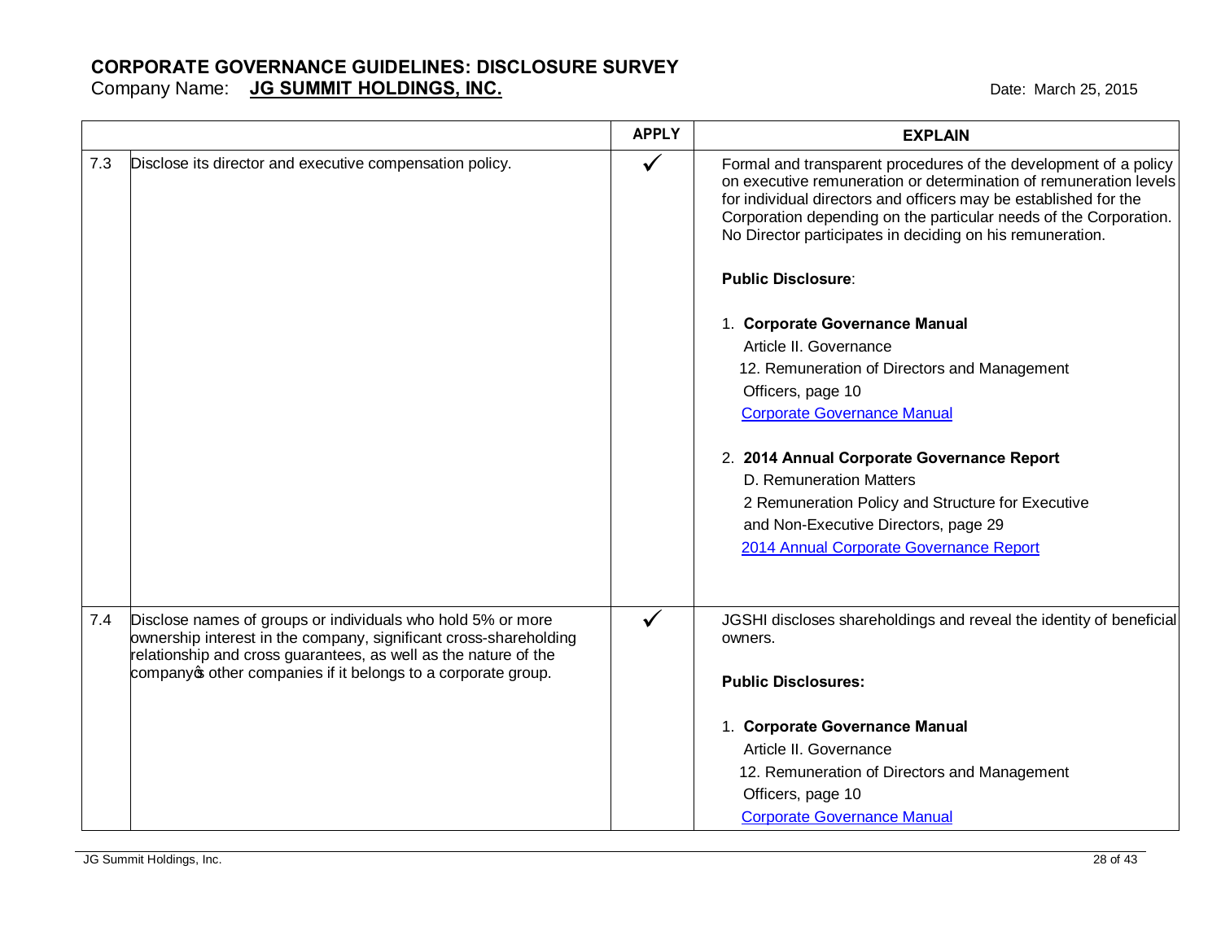**CORPORATE GOVERNANCE GUIDELINES: DISCLOSURE SURVEY**

Company Name: **JG SUMMIT HOLDINGS, INC.**

Date: March 25, 2015

| | | APPLY | EXPLAIN |
|---|---|---|---|
| 7.3 | Disclose its director and executive compensation policy. | ✓ | Formal and transparent procedures of the development of a policy on executive remuneration or determination of remuneration levels for individual directors and officers may be established for the Corporation depending on the particular needs of the Corporation. No Director participates in deciding on his remuneration.<br><br>**Public Disclosure**:<br><br>1. **Corporate Governance Manual**<br>Article II. Governance<br>12. Remuneration of Directors and Management Officers, page 10<br>Corporate Governance Manual<br><br>2. **2014 Annual Corporate Governance Report**<br>D. Remuneration Matters<br>2 Remuneration Policy and Structure for Executive and Non-Executive Directors, page 29<br>2014 Annual Corporate Governance Report |
| 7.4 | Disclose names of groups or individuals who hold 5% or more ownership interest in the company, significant cross-shareholding relationship and cross guarantees, as well as the nature of the company's other companies if it belongs to a corporate group. | ✓ | JGSHI discloses shareholdings and reveal the identity of beneficial owners.<br><br>**Public Disclosures:**<br><br>1. **Corporate Governance Manual**<br>Article II. Governance<br>12. Remuneration of Directors and Management Officers, page 10<br>Corporate Governance Manual |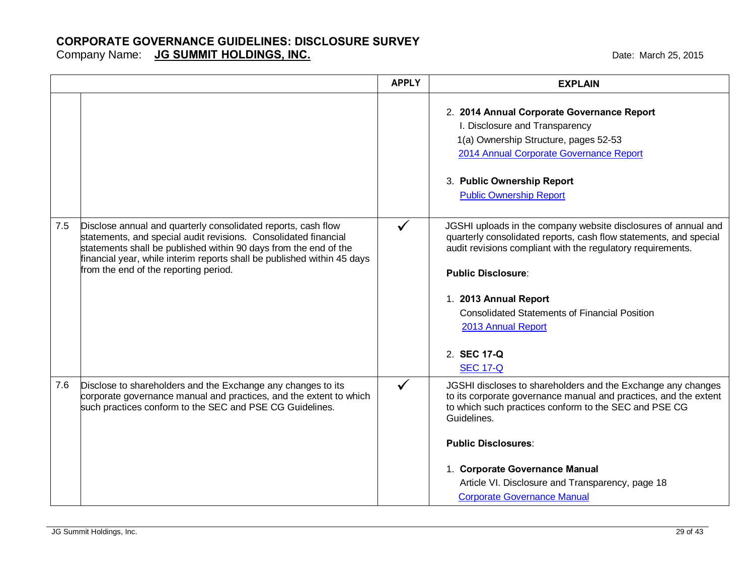# CORPORATE GOVERNANCE GUIDELINES: DISCLOSURE SURVEY

Company Name: **JG SUMMIT HOLDINGS, INC.**

Date: March 25, 2015

| | | APPLY | EXPLAIN |
|---|---|---|---|
| | | | 2. **2014 Annual Corporate Governance Report**<br>I. Disclosure and Transparency<br>1(a) Ownership Structure, pages 52-53<br>2014 Annual Corporate Governance Report<br><br>3. **Public Ownership Report**<br>Public Ownership Report |
| 7.5 | Disclose annual and quarterly consolidated reports, cash flow statements, and special audit revisions. Consolidated financial statements shall be published within 90 days from the end of the financial year, while interim reports shall be published within 45 days from the end of the reporting period. | ✓ | JGSHI uploads in the company website disclosures of annual and quarterly consolidated reports, cash flow statements, and special audit revisions compliant with the regulatory requirements.<br><br>**Public Disclosure**:<br><br>1. **2013 Annual Report**<br>Consolidated Statements of Financial Position<br>2013 Annual Report<br><br>2. **SEC 17-Q**<br>SEC 17-Q |
| 7.6 | Disclose to shareholders and the Exchange any changes to its corporate governance manual and practices, and the extent to which such practices conform to the SEC and PSE CG Guidelines. | ✓ | JGSHI discloses to shareholders and the Exchange any changes to its corporate governance manual and practices, and the extent to which such practices conform to the SEC and PSE CG Guidelines.<br><br>**Public Disclosures**:<br><br>1. **Corporate Governance Manual**<br>Article VI. Disclosure and Transparency, page 18<br>Corporate Governance Manual |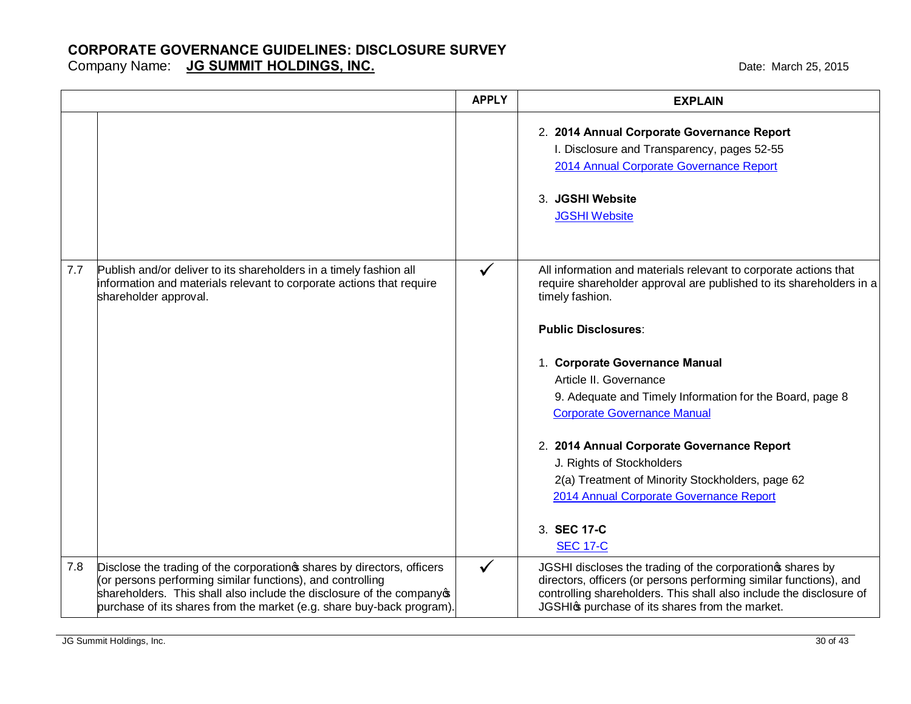# CORPORATE GOVERNANCE GUIDELINES: DISCLOSURE SURVEY

Company Name: **JG SUMMIT HOLDINGS, INC.**

Date: March 25, 2015

| | | APPLY | EXPLAIN |
|---|---|---|---|
| | | | 2. **2014 Annual Corporate Governance Report**<br>I. Disclosure and Transparency, pages 52-55<br>2014 Annual Corporate Governance Report<br><br>3. **JGSHI Website**<br>JGSHI Website |
| 7.7 | Publish and/or deliver to its shareholders in a timely fashion all information and materials relevant to corporate actions that require shareholder approval. | ✓ | All information and materials relevant to corporate actions that require shareholder approval are published to its shareholders in a timely fashion.<br><br>**Public Disclosures**:<br><br>1. **Corporate Governance Manual**<br>Article II. Governance<br>9. Adequate and Timely Information for the Board, page 8<br>Corporate Governance Manual<br><br>2. **2014 Annual Corporate Governance Report**<br>J. Rights of Stockholders<br>2(a) Treatment of Minority Stockholders, page 62<br>2014 Annual Corporate Governance Report<br><br>3. **SEC 17-C**<br>SEC 17-C |
| 7.8 | Disclose the trading of the corporation's shares by directors, officers (or persons performing similar functions), and controlling shareholders. This shall also include the disclosure of the company's purchase of its shares from the market (e.g. share buy-back program). | ✓ | JGSHI discloses the trading of the corporation's shares by directors, officers (or persons performing similar functions), and controlling shareholders. This shall also include the disclosure of JGSHI's purchase of its shares from the market. |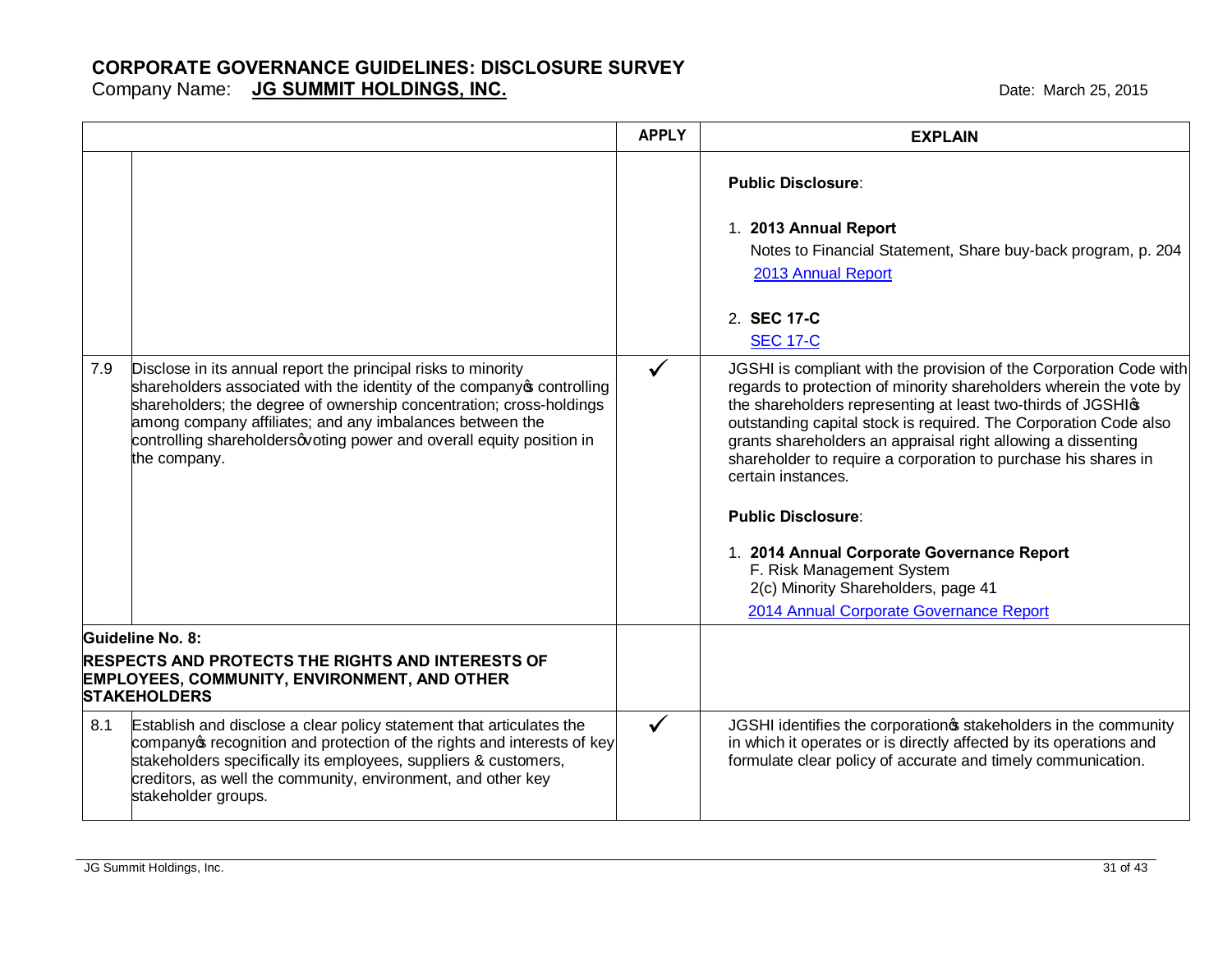# CORPORATE GOVERNANCE GUIDELINES: DISCLOSURE SURVEY

Company Name: **JG SUMMIT HOLDINGS, INC.** Date: March 25, 2015

| | | APPLY | EXPLAIN |
|---|---|---|---|
| | | | **Public Disclosure**:<br><br>1. **2013 Annual Report**<br>Notes to Financial Statement, Share buy-back program, p. 204<br>2013 Annual Report<br><br>2. **SEC 17-C**<br>SEC 17-C |
| 7.9 | Disclose in its annual report the principal risks to minority shareholders associated with the identity of the company's controlling shareholders; the degree of ownership concentration; cross-holdings among company affiliates; and any imbalances between the controlling shareholders' voting power and overall equity position in the company. | ✓ | JGSHI is compliant with the provision of the Corporation Code with regards to protection of minority shareholders wherein the vote by the shareholders representing at least two-thirds of JGSHI's outstanding capital stock is required. The Corporation Code also grants shareholders an appraisal right allowing a dissenting shareholder to require a corporation to purchase his shares in certain instances.<br><br>**Public Disclosure**:<br><br>1. **2014 Annual Corporate Governance Report**<br>F. Risk Management System<br>2(c) Minority Shareholders, page 41<br>2014 Annual Corporate Governance Report |
| **Guideline No. 8:** | **RESPECTS AND PROTECTS THE RIGHTS AND INTERESTS OF EMPLOYEES, COMMUNITY, ENVIRONMENT, AND OTHER STAKEHOLDERS** | | |
| 8.1 | Establish and disclose a clear policy statement that articulates the company's recognition and protection of the rights and interests of key stakeholders specifically its employees, suppliers & customers, creditors, as well the community, environment, and other key stakeholder groups. | ✓ | JGSHI identifies the corporation's stakeholders in the community in which it operates or is directly affected by its operations and formulate clear policy of accurate and timely communication. |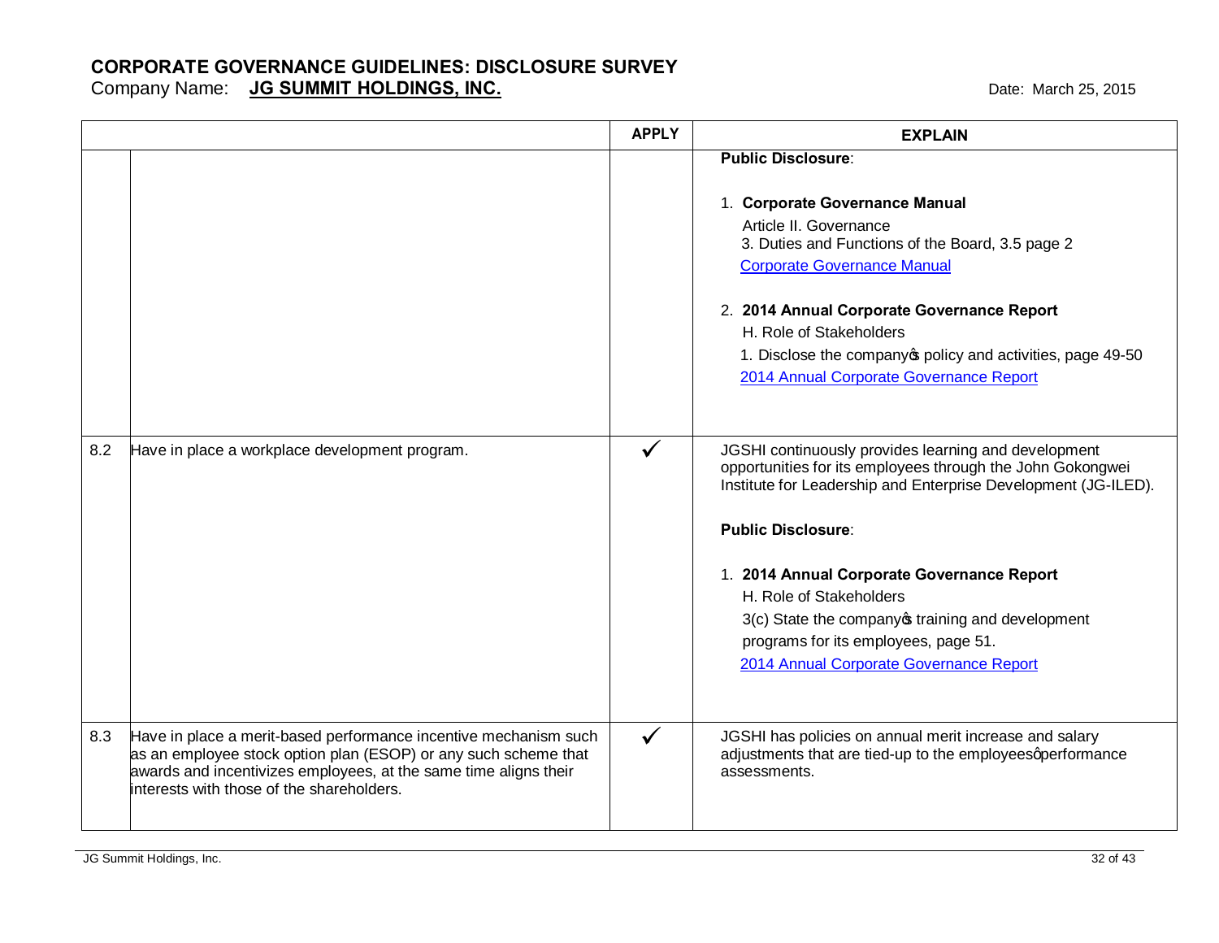# CORPORATE GOVERNANCE GUIDELINES: DISCLOSURE SURVEY

Company Name: **JG SUMMIT HOLDINGS, INC.**

Date: March 25, 2015

| | | APPLY | EXPLAIN |
|---|---|---|---|
| | | | **Public Disclosure**:<br><br>1. **Corporate Governance Manual**<br>Article II. Governance<br>3. Duties and Functions of the Board, 3.5 page 2<br>Corporate Governance Manual<br><br>2. **2014 Annual Corporate Governance Report**<br>H. Role of Stakeholders<br>1. Disclose the company's policy and activities, page 49-50<br>2014 Annual Corporate Governance Report |
| 8.2 | Have in place a workplace development program. | ✓ | JGSHI continuously provides learning and development opportunities for its employees through the John Gokongwei Institute for Leadership and Enterprise Development (JG-ILED).<br><br>**Public Disclosure**:<br><br>1. **2014 Annual Corporate Governance Report**<br>H. Role of Stakeholders<br>3(c) State the company's training and development programs for its employees, page 51.<br>2014 Annual Corporate Governance Report |
| 8.3 | Have in place a merit-based performance incentive mechanism such as an employee stock option plan (ESOP) or any such scheme that awards and incentivizes employees, at the same time aligns their interests with those of the shareholders. | ✓ | JGSHI has policies on annual merit increase and salary adjustments that are tied-up to the employees' performance assessments. |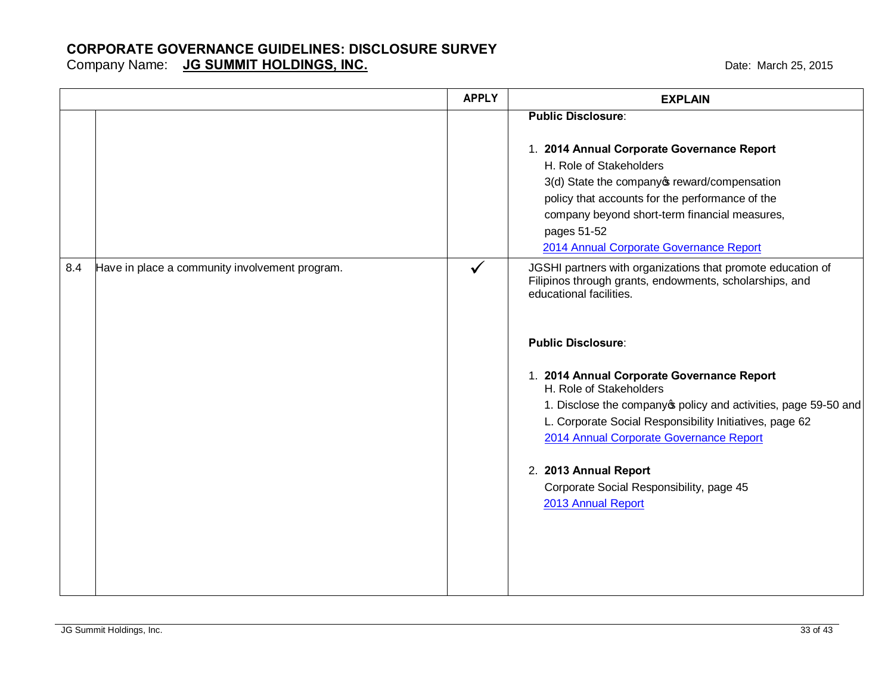# CORPORATE GOVERNANCE GUIDELINES: DISCLOSURE SURVEY

Company Name: **JG SUMMIT HOLDINGS, INC.**

Date: March 25, 2015

| | | APPLY | EXPLAIN |
|---|---|---|---|
| | | | **Public Disclosure**:<br><br>1. **2014 Annual Corporate Governance Report**<br>H. Role of Stakeholders<br>3(d) State the company's reward/compensation policy that accounts for the performance of the company beyond short-term financial measures, pages 51-52<br>2014 Annual Corporate Governance Report |
| 8.4 | Have in place a community involvement program. | ✓ | JGSHI partners with organizations that promote education of Filipinos through grants, endowments, scholarships, and educational facilities.<br><br>**Public Disclosure**:<br><br>1. **2014 Annual Corporate Governance Report**<br>H. Role of Stakeholders<br>1. Disclose the company's policy and activities, page 59-50 and<br>L. Corporate Social Responsibility Initiatives, page 62<br>2014 Annual Corporate Governance Report<br><br>2. **2013 Annual Report**<br>Corporate Social Responsibility, page 45<br>2013 Annual Report |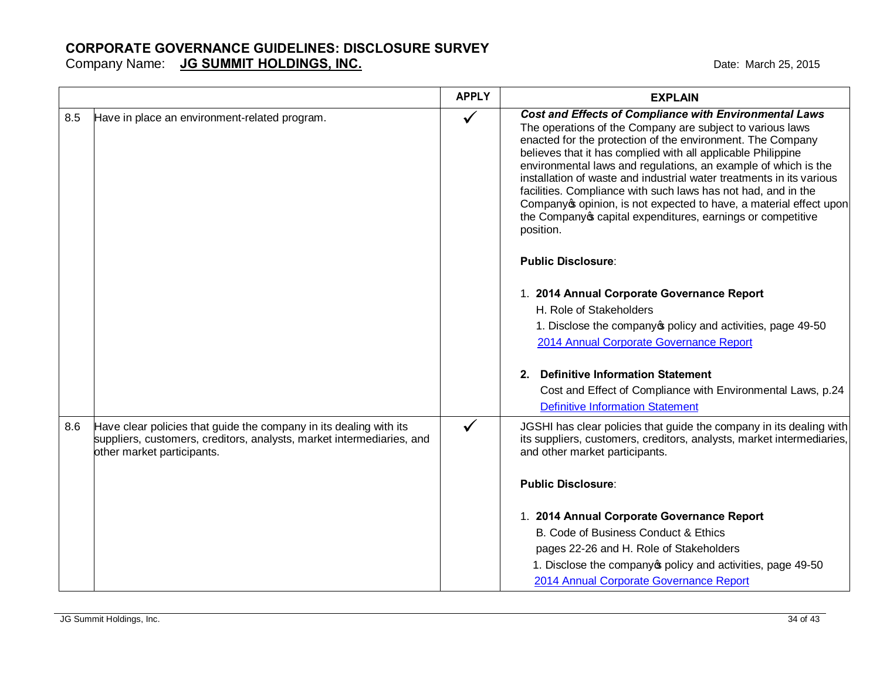# CORPORATE GOVERNANCE GUIDELINES: DISCLOSURE SURVEY

Company Name: **JG SUMMIT HOLDINGS, INC.** Date: March 25, 2015

| | | APPLY | EXPLAIN |
|---|---|---|---|
| 8.5 | Have in place an environment-related program. | ✓ | ***Cost and Effects of Compliance with Environmental Laws*** The operations of the Company are subject to various laws enacted for the protection of the environment. The Company believes that it has complied with all applicable Philippine environmental laws and regulations, an example of which is the installation of waste and industrial water treatments in its various facilities. Compliance with such laws has not had, and in the Company's opinion, is not expected to have, a material effect upon the Company's capital expenditures, earnings or competitive position.<br><br>**Public Disclosure**:<br><br>1. **2014 Annual Corporate Governance Report**<br>H. Role of Stakeholders<br>1. Disclose the company's policy and activities, page 49-50<br>2014 Annual Corporate Governance Report<br><br>2. **Definitive Information Statement**<br>Cost and Effect of Compliance with Environmental Laws, p.24<br>Definitive Information Statement |
| 8.6 | Have clear policies that guide the company in its dealing with its suppliers, customers, creditors, analysts, market intermediaries, and other market participants. | ✓ | JGSHI has clear policies that guide the company in its dealing with its suppliers, customers, creditors, analysts, market intermediaries, and other market participants.<br><br>**Public Disclosure**:<br><br>1. **2014 Annual Corporate Governance Report**<br>B. Code of Business Conduct & Ethics<br>pages 22-26 and H. Role of Stakeholders<br>1. Disclose the company's policy and activities, page 49-50<br>2014 Annual Corporate Governance Report |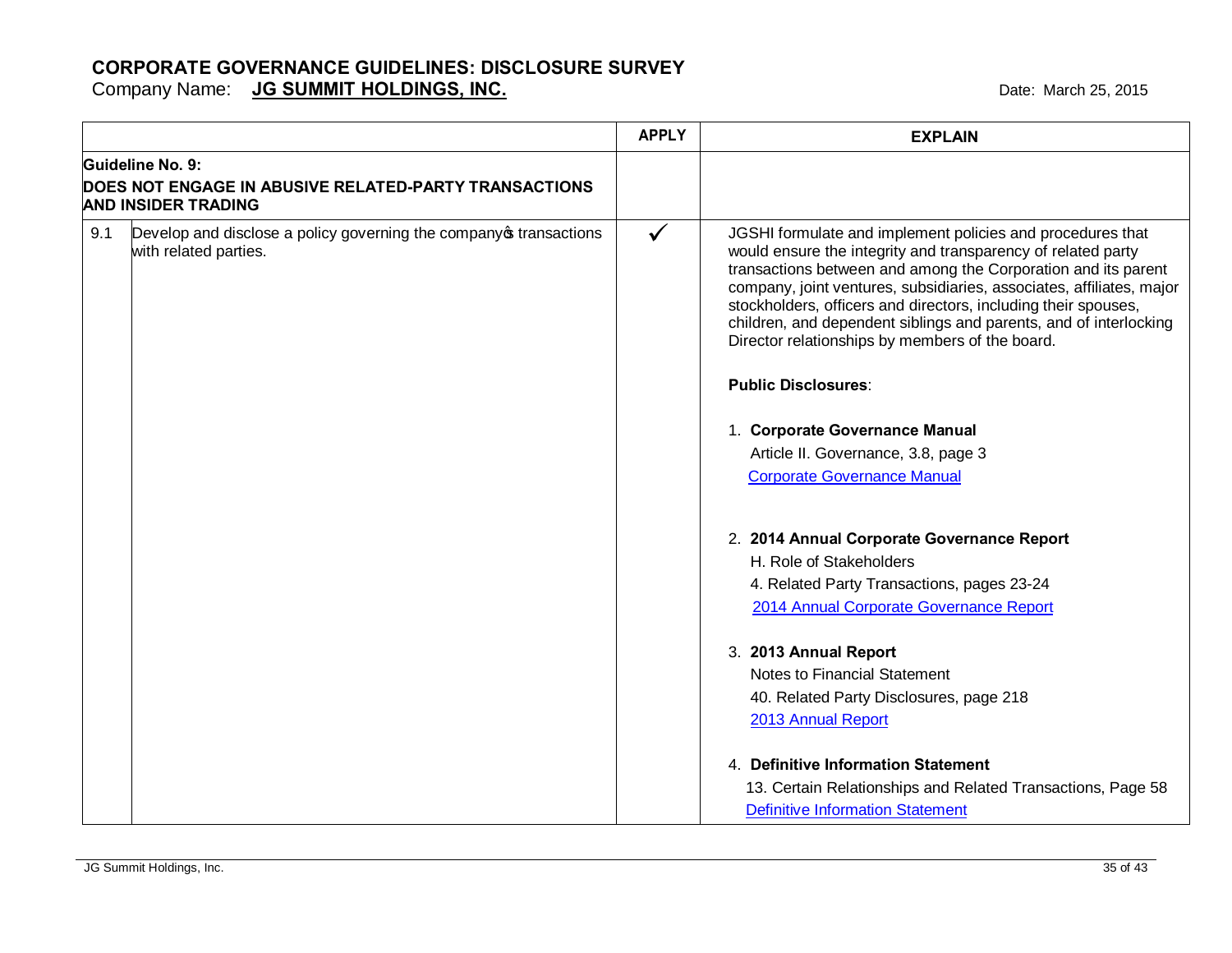# CORPORATE GOVERNANCE GUIDELINES: DISCLOSURE SURVEY

Company Name: **JG SUMMIT HOLDINGS, INC.** Date: March 25, 2015

| | | APPLY | EXPLAIN |
|---|---|---|---|
| **Guideline No. 9:<br>DOES NOT ENGAGE IN ABUSIVE RELATED-PARTY TRANSACTIONS AND INSIDER TRADING** | | | |
| 9.1 | Develop and disclose a policy governing the company's transactions with related parties. | ✓ | JGSHI formulate and implement policies and procedures that would ensure the integrity and transparency of related party transactions between and among the Corporation and its parent company, joint ventures, subsidiaries, associates, affiliates, major stockholders, officers and directors, including their spouses, children, and dependent siblings and parents, and of interlocking Director relationships by members of the board.<br><br>**Public Disclosures**:<br><br>1. **Corporate Governance Manual**<br>Article II. Governance, 3.8, page 3<br>Corporate Governance Manual<br><br>2. **2014 Annual Corporate Governance Report**<br>H. Role of Stakeholders<br>4. Related Party Transactions, pages 23-24<br>2014 Annual Corporate Governance Report<br><br>3. **2013 Annual Report**<br>Notes to Financial Statement<br>40. Related Party Disclosures, page 218<br>2013 Annual Report<br><br>4. **Definitive Information Statement**<br>13. Certain Relationships and Related Transactions, Page 58<br>Definitive Information Statement |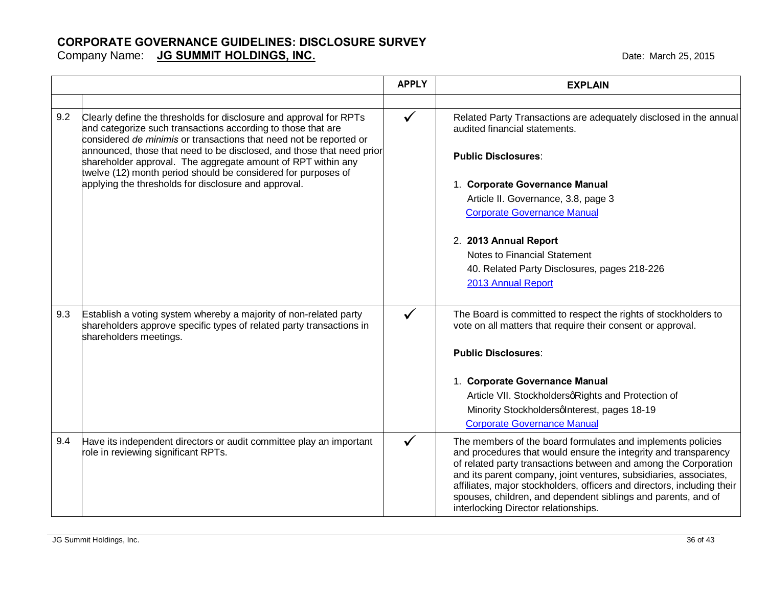# CORPORATE GOVERNANCE GUIDELINES: DISCLOSURE SURVEY

Company Name: **JG SUMMIT HOLDINGS, INC.**

Date: March 25, 2015

| | | APPLY | EXPLAIN |
|---|---|---|---|
| | | | |
| 9.2 | Clearly define the thresholds for disclosure and approval for RPTs and categorize such transactions according to those that are considered *de minimis* or transactions that need not be reported or announced, those that need to be disclosed, and those that need prior shareholder approval. The aggregate amount of RPT within any twelve (12) month period should be considered for purposes of applying the thresholds for disclosure and approval. | ✓ | Related Party Transactions are adequately disclosed in the annual audited financial statements.<br><br>**Public Disclosures**:<br><br>1. **Corporate Governance Manual**<br>Article II. Governance, 3.8, page 3<br>[Corporate Governance Manual]<br><br>2. **2013 Annual Report**<br>Notes to Financial Statement<br>40. Related Party Disclosures, pages 218-226<br>[2013 Annual Report] |
| 9.3 | Establish a voting system whereby a majority of non-related party shareholders approve specific types of related party transactions in shareholders meetings. | ✓ | The Board is committed to respect the rights of stockholders to vote on all matters that require their consent or approval.<br><br>**Public Disclosures**:<br><br>1. **Corporate Governance Manual**<br>Article VII. Stockholdersø Rights and Protection of Minority Stockholdersø Interest, pages 18-19<br>[Corporate Governance Manual] |
| 9.4 | Have its independent directors or audit committee play an important role in reviewing significant RPTs. | ✓ | The members of the board formulates and implements policies and procedures that would ensure the integrity and transparency of related party transactions between and among the Corporation and its parent company, joint ventures, subsidiaries, associates, affiliates, major stockholders, officers and directors, including their spouses, children, and dependent siblings and parents, and of interlocking Director relationships. |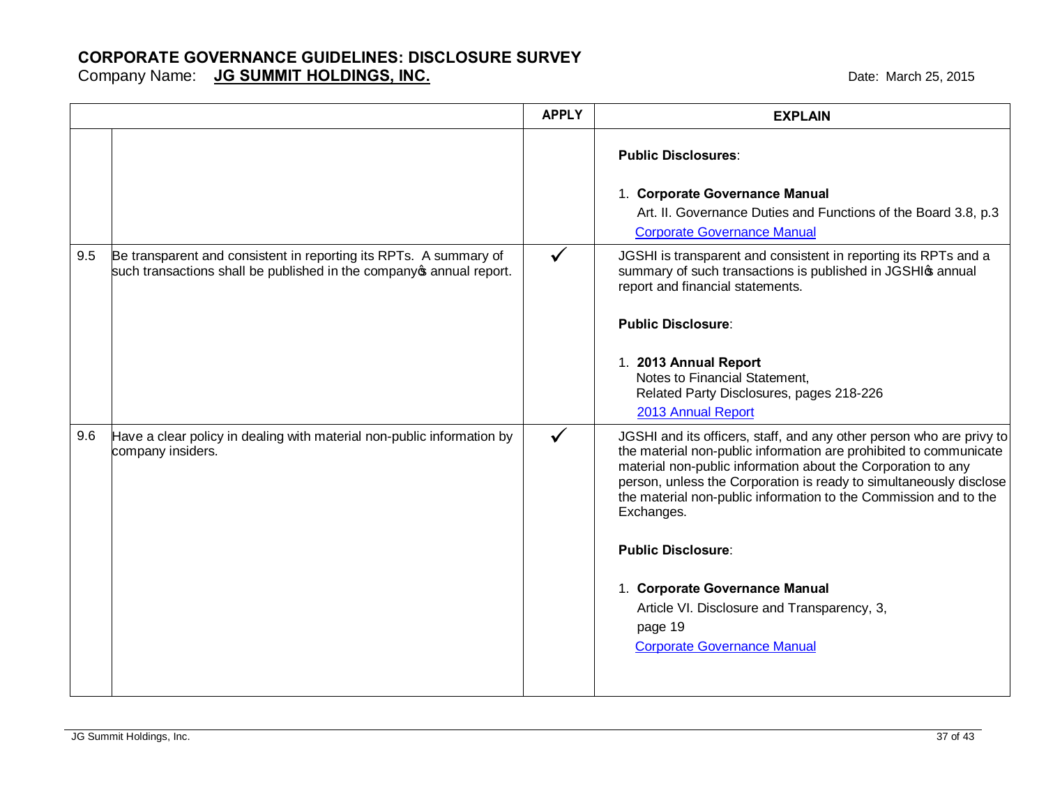# CORPORATE GOVERNANCE GUIDELINES: DISCLOSURE SURVEY

Company Name: **JG SUMMIT HOLDINGS, INC.**

Date: March 25, 2015

| | | APPLY | EXPLAIN |
|---|---|---|---|
| | | | **Public Disclosures**:<br><br>1. **Corporate Governance Manual**<br>Art. II. Governance Duties and Functions of the Board 3.8, p.3<br>Corporate Governance Manual |
| 9.5 | Be transparent and consistent in reporting its RPTs. A summary of such transactions shall be published in the company's annual report. | ✓ | JGSHI is transparent and consistent in reporting its RPTs and a summary of such transactions is published in JGSHI's annual report and financial statements.<br><br>**Public Disclosure**:<br><br>1. **2013 Annual Report**<br>Notes to Financial Statement,<br>Related Party Disclosures, pages 218-226<br>2013 Annual Report |
| 9.6 | Have a clear policy in dealing with material non-public information by company insiders. | ✓ | JGSHI and its officers, staff, and any other person who are privy to the material non-public information are prohibited to communicate material non-public information about the Corporation to any person, unless the Corporation is ready to simultaneously disclose the material non-public information to the Commission and to the Exchanges.<br><br>**Public Disclosure**:<br><br>1. **Corporate Governance Manual**<br>Article VI. Disclosure and Transparency, 3,<br>page 19<br>Corporate Governance Manual |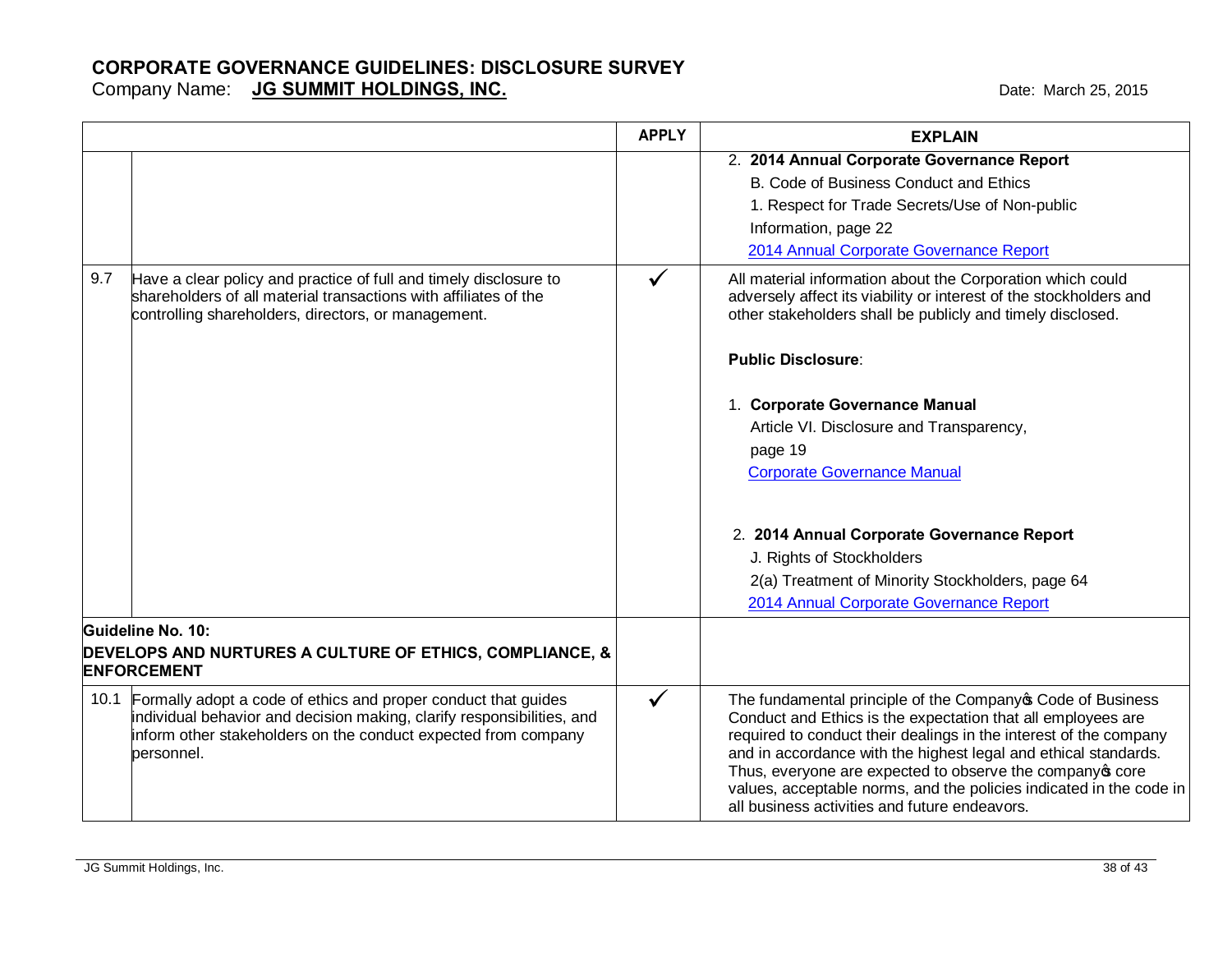# CORPORATE GOVERNANCE GUIDELINES: DISCLOSURE SURVEY

Company Name: **JG SUMMIT HOLDINGS, INC.** Date: March 25, 2015

| | | APPLY | EXPLAIN |
|---|---|---|---|
| | | | 2. **2014 Annual Corporate Governance Report**<br>B. Code of Business Conduct and Ethics<br>1. Respect for Trade Secrets/Use of Non-public Information, page 22<br>2014 Annual Corporate Governance Report |
| 9.7 | Have a clear policy and practice of full and timely disclosure to shareholders of all material transactions with affiliates of the controlling shareholders, directors, or management. | ✓ | All material information about the Corporation which could adversely affect its viability or interest of the stockholders and other stakeholders shall be publicly and timely disclosed.<br><br>**Public Disclosure**:<br><br>1. **Corporate Governance Manual**<br>Article VI. Disclosure and Transparency, page 19<br>Corporate Governance Manual<br><br>2. **2014 Annual Corporate Governance Report**<br>J. Rights of Stockholders<br>2(a) Treatment of Minority Stockholders, page 64<br>2014 Annual Corporate Governance Report |
| **Guideline No. 10:** | **DEVELOPS AND NURTURES A CULTURE OF ETHICS, COMPLIANCE, & ENFORCEMENT** | | |
| 10.1 | Formally adopt a code of ethics and proper conduct that guides individual behavior and decision making, clarify responsibilities, and inform other stakeholders on the conduct expected from company personnel. | ✓ | The fundamental principle of the Company's Code of Business Conduct and Ethics is the expectation that all employees are required to conduct their dealings in the interest of the company and in accordance with the highest legal and ethical standards. Thus, everyone are expected to observe the company's core values, acceptable norms, and the policies indicated in the code in all business activities and future endeavors. |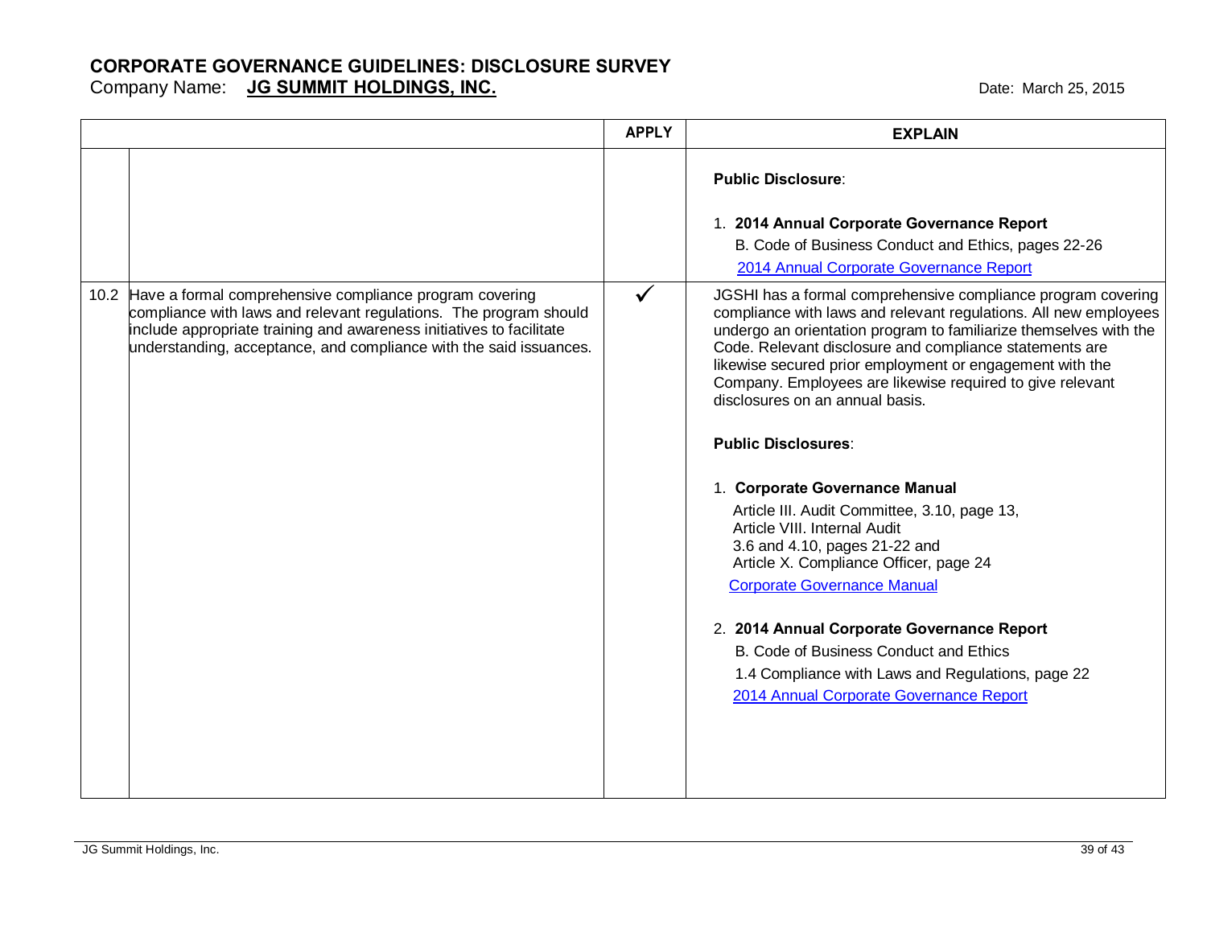## CORPORATE GOVERNANCE GUIDELINES: DISCLOSURE SURVEY

Company Name: **JG SUMMIT HOLDINGS, INC.** Date: March 25, 2015

| | | APPLY | EXPLAIN |
|---|---|---|---|
| | | | **Public Disclosure**:<br><br>1. **2014 Annual Corporate Governance Report**<br>B. Code of Business Conduct and Ethics, pages 22-26<br>2014 Annual Corporate Governance Report |
| 10.2 | Have a formal comprehensive compliance program covering compliance with laws and relevant regulations. The program should include appropriate training and awareness initiatives to facilitate understanding, acceptance, and compliance with the said issuances. | ✓ | JGSHI has a formal comprehensive compliance program covering compliance with laws and relevant regulations. All new employees undergo an orientation program to familiarize themselves with the Code. Relevant disclosure and compliance statements are likewise secured prior employment or engagement with the Company. Employees are likewise required to give relevant disclosures on an annual basis.<br><br>**Public Disclosures**:<br><br>1. **Corporate Governance Manual**<br>Article III. Audit Committee, 3.10, page 13,<br>Article VIII. Internal Audit<br>3.6 and 4.10, pages 21-22 and<br>Article X. Compliance Officer, page 24<br>Corporate Governance Manual<br><br>2. **2014 Annual Corporate Governance Report**<br>B. Code of Business Conduct and Ethics<br>1.4 Compliance with Laws and Regulations, page 22<br>2014 Annual Corporate Governance Report |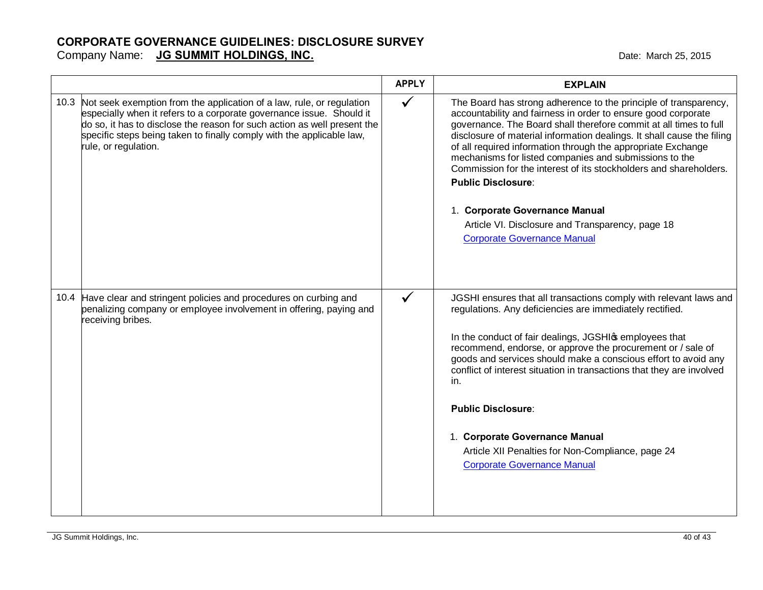# CORPORATE GOVERNANCE GUIDELINES: DISCLOSURE SURVEY

Company Name: **JG SUMMIT HOLDINGS, INC.** Date: March 25, 2015

| | | APPLY | EXPLAIN |
|---|---|---|---|
| 10.3 | Not seek exemption from the application of a law, rule, or regulation especially when it refers to a corporate governance issue. Should it do so, it has to disclose the reason for such action as well present the specific steps being taken to finally comply with the applicable law, rule, or regulation. | ✓ | The Board has strong adherence to the principle of transparency, accountability and fairness in order to ensure good corporate governance. The Board shall therefore commit at all times to full disclosure of material information dealings. It shall cause the filing of all required information through the appropriate Exchange mechanisms for listed companies and submissions to the Commission for the interest of its stockholders and shareholders.<br>**Public Disclosure**:<br>1. **Corporate Governance Manual**<br>Article VI. Disclosure and Transparency, page 18<br>Corporate Governance Manual |
| 10.4 | Have clear and stringent policies and procedures on curbing and penalizing company or employee involvement in offering, paying and receiving bribes. | ✓ | JGSHI ensures that all transactions comply with relevant laws and regulations. Any deficiencies are immediately rectified.<br>In the conduct of fair dealings, JGSHI's employees that recommend, endorse, or approve the procurement or / sale of goods and services should make a conscious effort to avoid any conflict of interest situation in transactions that they are involved in.<br>**Public Disclosure**:<br>1. **Corporate Governance Manual**<br>Article XII Penalties for Non-Compliance, page 24<br>Corporate Governance Manual |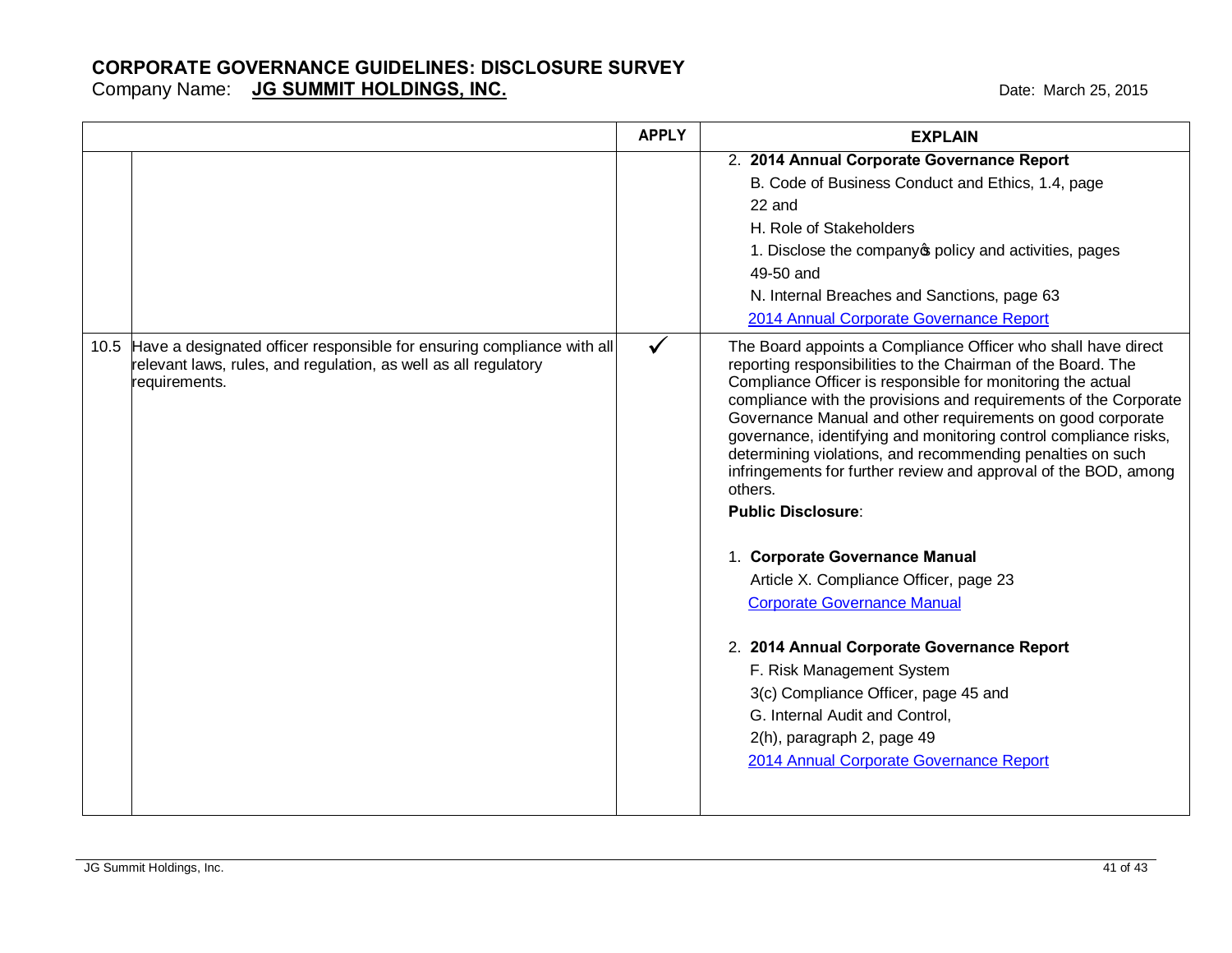# CORPORATE GOVERNANCE GUIDELINES: DISCLOSURE SURVEY

Company Name: **JG SUMMIT HOLDINGS, INC.**

Date: March 25, 2015

| | | APPLY | EXPLAIN |
|---|---|---|---|
| | | | 2. **2014 Annual Corporate Governance Report**<br>B. Code of Business Conduct and Ethics, 1.4, page 22 and<br>H. Role of Stakeholders<br>1. Disclose the company's policy and activities, pages 49-50 and<br>N. Internal Breaches and Sanctions, page 63<br>2014 Annual Corporate Governance Report |
| 10.5 | Have a designated officer responsible for ensuring compliance with all relevant laws, rules, and regulation, as well as all regulatory requirements. | ✓ | The Board appoints a Compliance Officer who shall have direct reporting responsibilities to the Chairman of the Board. The Compliance Officer is responsible for monitoring the actual compliance with the provisions and requirements of the Corporate Governance Manual and other requirements on good corporate governance, identifying and monitoring control compliance risks, determining violations, and recommending penalties on such infringements for further review and approval of the BOD, among others.<br>**Public Disclosure**:<br>1. **Corporate Governance Manual**<br>Article X. Compliance Officer, page 23<br>Corporate Governance Manual<br>2. **2014 Annual Corporate Governance Report**<br>F. Risk Management System<br>3(c) Compliance Officer, page 45 and<br>G. Internal Audit and Control,<br>2(h), paragraph 2, page 49<br>2014 Annual Corporate Governance Report |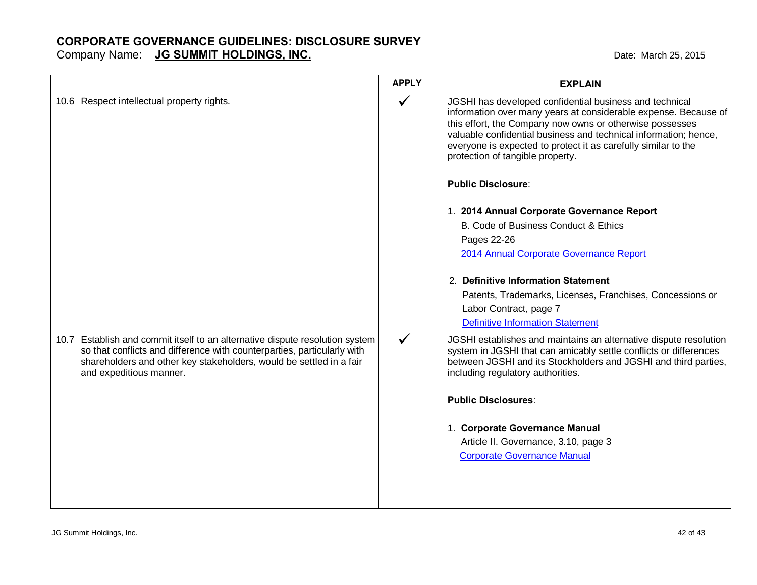## CORPORATE GOVERNANCE GUIDELINES: DISCLOSURE SURVEY

Company Name: **JG SUMMIT HOLDINGS, INC.** Date: March 25, 2015

| | | APPLY | EXPLAIN |
|---|---|---|---|
| 10.6 | Respect intellectual property rights. | ✓ | JGSHI has developed confidential business and technical information over many years at considerable expense. Because of this effort, the Company now owns or otherwise possesses valuable confidential business and technical information; hence, everyone is expected to protect it as carefully similar to the protection of tangible property.<br><br>**Public Disclosure**:<br><br>1. **2014 Annual Corporate Governance Report**<br>B. Code of Business Conduct & Ethics<br>Pages 22-26<br>2014 Annual Corporate Governance Report<br><br>2. **Definitive Information Statement**<br>Patents, Trademarks, Licenses, Franchises, Concessions or Labor Contract, page 7<br>Definitive Information Statement |
| 10.7 | Establish and commit itself to an alternative dispute resolution system so that conflicts and difference with counterparties, particularly with shareholders and other key stakeholders, would be settled in a fair and expeditious manner. | ✓ | JGSHI establishes and maintains an alternative dispute resolution system in JGSHI that can amicably settle conflicts or differences between JGSHI and its Stockholders and JGSHI and third parties, including regulatory authorities.<br><br>**Public Disclosures**:<br><br>1. **Corporate Governance Manual**<br>Article II. Governance, 3.10, page 3<br>Corporate Governance Manual |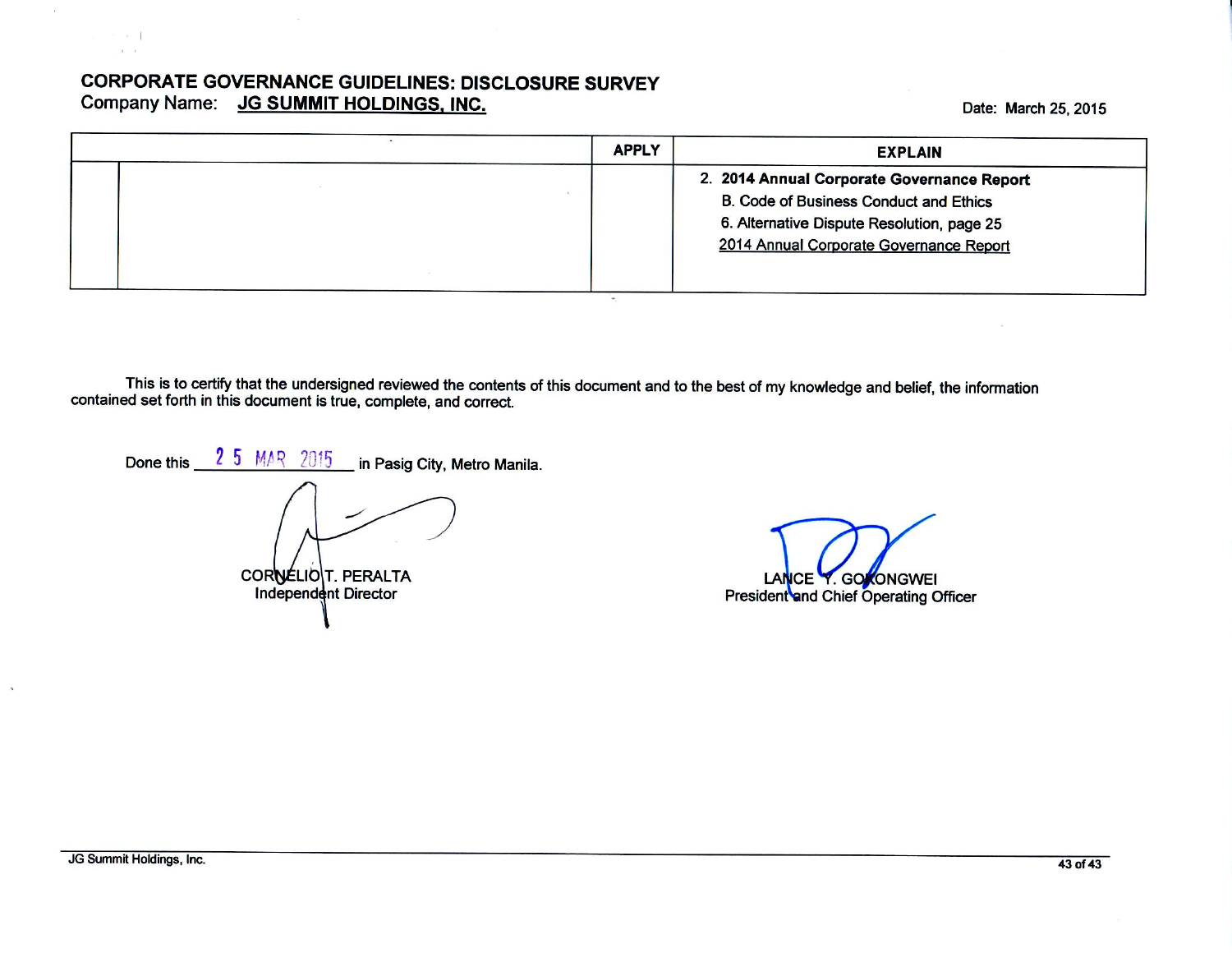**CORPORATE GOVERNANCE GUIDELINES: DISCLOSURE SURVEY**
Company Name: **JG SUMMIT HOLDINGS, INC.**

Date: March 25, 2015

| | | APPLY | EXPLAIN |
|---|---|---|---|
| | | | 2. **2014 Annual Corporate Governance Report**<br>B. Code of Business Conduct and Ethics<br>6. Alternative Dispute Resolution, page 25<br>2014 Annual Corporate Governance Report |

This is to certify that the undersigned reviewed the contents of this document and to the best of my knowledge and belief, the information contained set forth in this document is true, complete, and correct.

Done this 25 MAR 2015 in Pasig City, Metro Manila.

CORNELIO T. PERALTA
Independent Director

LANCE Y. GOKONGWEI
President and Chief Operating Officer